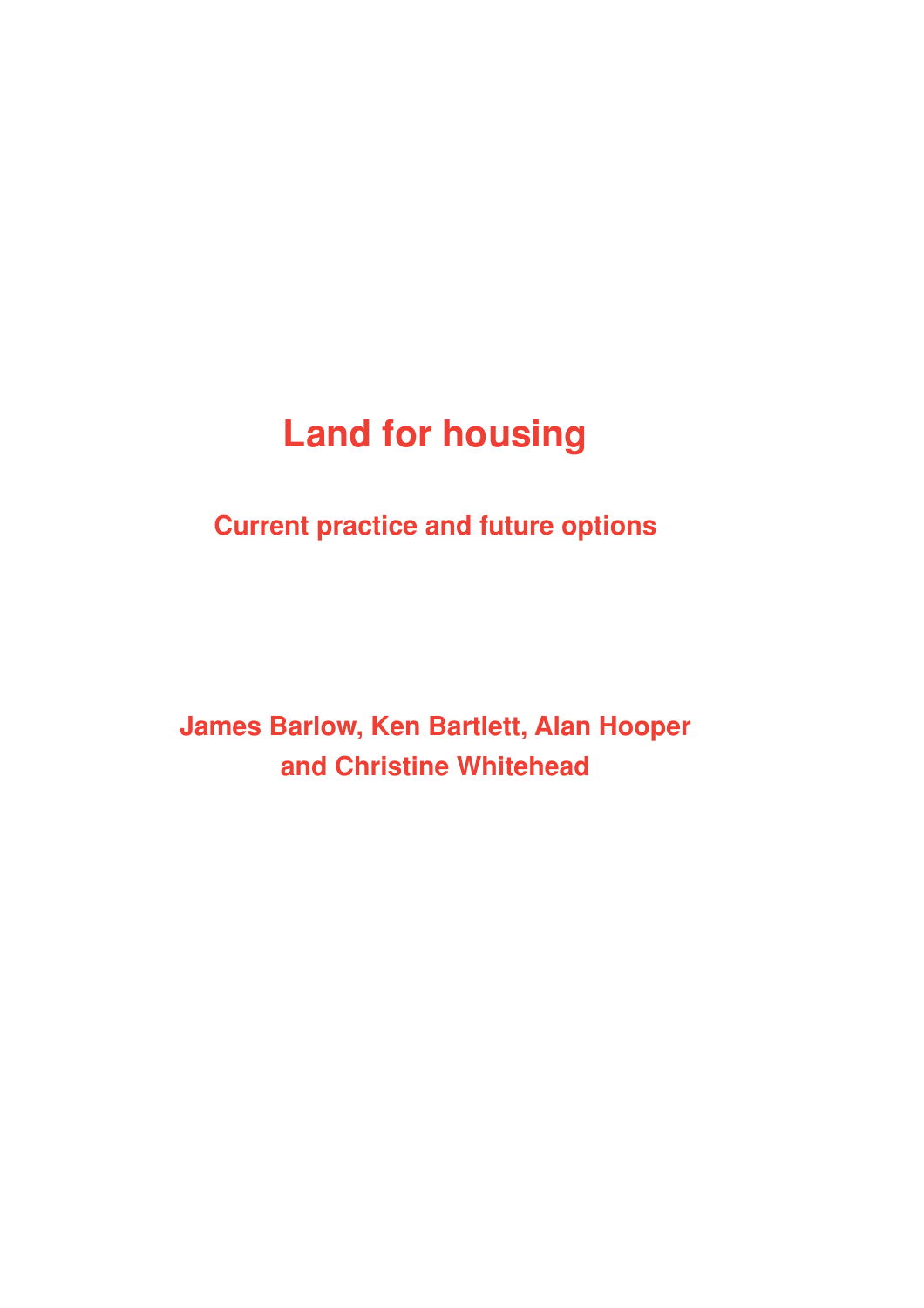# Land for housing

## Current practice and future options

**James Barlow, Ken Bartlett, Alan Hooper and Christine Whitehead**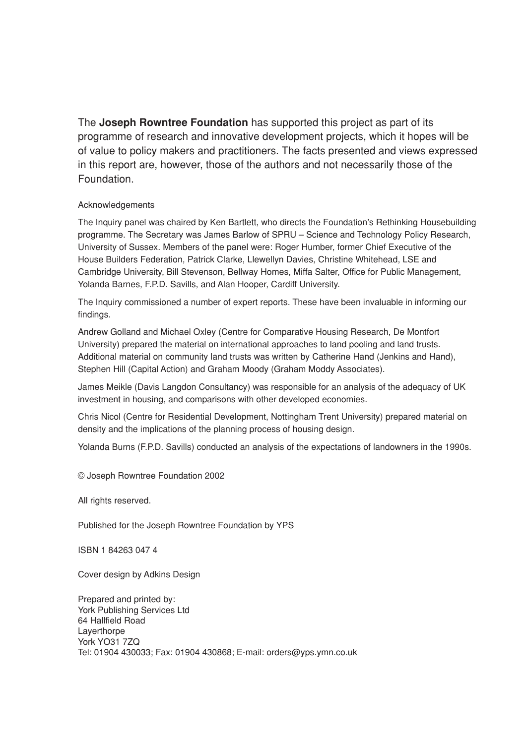The **Joseph Rowntree Foundation** has supported this project as part of its programme of research and innovative development projects, which it hopes will be of value to policy makers and practitioners. The facts presented and views expressed in this report are, however, those of the authors and not necessarily those of the Foundation.

Acknowledgements

The Inquiry panel was chaired by Ken Bartlett, who directs the Foundation's Rethinking Housebuilding programme. The Secretary was James Barlow of SPRU – Science and Technology Policy Research, University of Sussex. Members of the panel were: Roger Humber, former Chief Executive of the House Builders Federation, Patrick Clarke, Llewellyn Davies, Christine Whitehead, LSE and Cambridge University, Bill Stevenson, Bellway Homes, Miffa Salter, Office for Public Management, Yolanda Barnes, F.P.D. Savills, and Alan Hooper, Cardiff University.

The Inquiry commissioned a number of expert reports. These have been invaluable in informing our findings.

Andrew Golland and Michael Oxley (Centre for Comparative Housing Research, De Montfort University) prepared the material on international approaches to land pooling and land trusts. Additional material on community land trusts was written by Catherine Hand (Jenkins and Hand), Stephen Hill (Capital Action) and Graham Moody (Graham Moddy Associates).

James Meikle (Davis Langdon Consultancy) was responsible for an analysis of the adequacy of UK investment in housing, and comparisons with other developed economies.

Chris Nicol (Centre for Residential Development, Nottingham Trent University) prepared material on density and the implications of the planning process of housing design.

Yolanda Burns (F.P.D. Savills) conducted an analysis of the expectations of landowners in the 1990s.

© Joseph Rowntree Foundation 2002

All rights reserved.

Published for the Joseph Rowntree Foundation by YPS

ISBN 1 84263 047 4

Cover design by Adkins Design

Prepared and printed by:
York Publishing Services Ltd
64 Hallfield Road
Layerthorpe
York YO31 7ZQ
Tel: 01904 430033; Fax: 01904 430868; E-mail: orders@yps.ymn.co.uk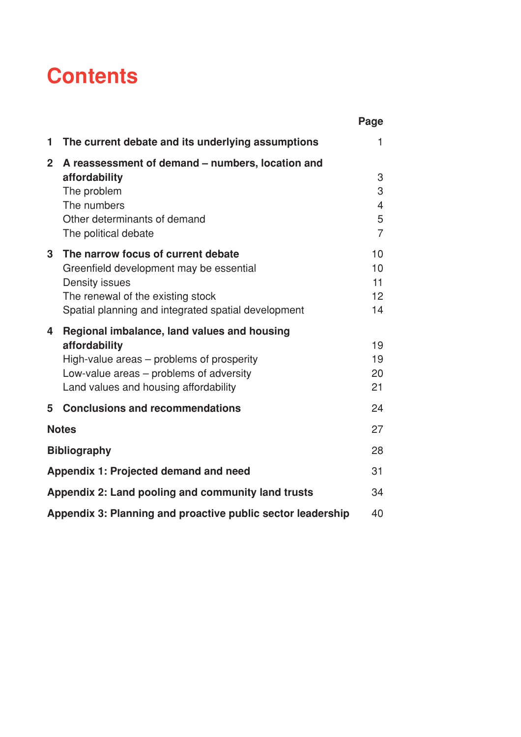# Contents

| | | Page |
|---|---|---|
| **1** | **The current debate and its underlying assumptions** | 1 |
| **2** | **A reassessment of demand – numbers, location and affordability** | 3 |
| | The problem | 3 |
| | The numbers | 4 |
| | Other determinants of demand | 5 |
| | The political debate | 7 |
| **3** | **The narrow focus of current debate** | 10 |
| | Greenfield development may be essential | 10 |
| | Density issues | 11 |
| | The renewal of the existing stock | 12 |
| | Spatial planning and integrated spatial development | 14 |
| **4** | **Regional imbalance, land values and housing affordability** | 19 |
| | High-value areas – problems of prosperity | 19 |
| | Low-value areas – problems of adversity | 20 |
| | Land values and housing affordability | 21 |
| **5** | **Conclusions and recommendations** | 24 |
| **Notes** | | 27 |
| **Bibliography** | | 28 |
| **Appendix 1: Projected demand and need** | | 31 |
| **Appendix 2: Land pooling and community land trusts** | | 34 |
| **Appendix 3: Planning and proactive public sector leadership** | | 40 |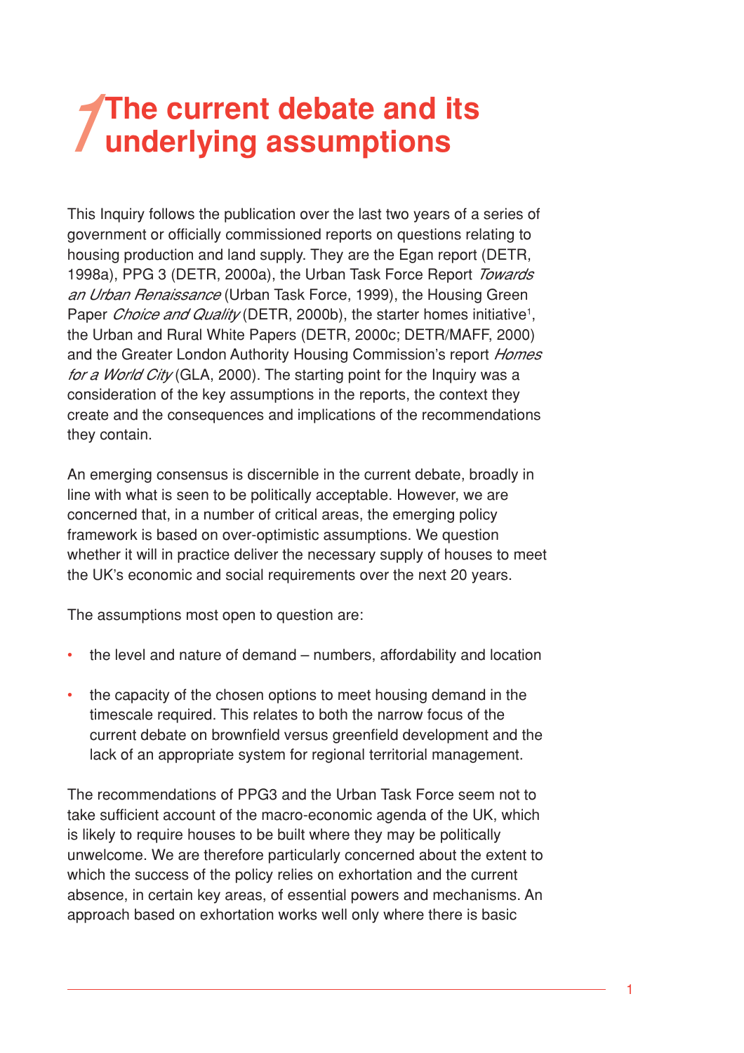# 1 The current debate and its underlying assumptions

This Inquiry follows the publication over the last two years of a series of government or officially commissioned reports on questions relating to housing production and land supply. They are the Egan report (DETR, 1998a), PPG 3 (DETR, 2000a), the Urban Task Force Report *Towards an Urban Renaissance* (Urban Task Force, 1999), the Housing Green Paper *Choice and Quality* (DETR, 2000b), the starter homes initiative[1], the Urban and Rural White Papers (DETR, 2000c; DETR/MAFF, 2000) and the Greater London Authority Housing Commission's report *Homes for a World City* (GLA, 2000). The starting point for the Inquiry was a consideration of the key assumptions in the reports, the context they create and the consequences and implications of the recommendations they contain.

An emerging consensus is discernible in the current debate, broadly in line with what is seen to be politically acceptable. However, we are concerned that, in a number of critical areas, the emerging policy framework is based on over-optimistic assumptions. We question whether it will in practice deliver the necessary supply of houses to meet the UK's economic and social requirements over the next 20 years.

The assumptions most open to question are:

- the level and nature of demand – numbers, affordability and location
- the capacity of the chosen options to meet housing demand in the timescale required. This relates to both the narrow focus of the current debate on brownfield versus greenfield development and the lack of an appropriate system for regional territorial management.

The recommendations of PPG3 and the Urban Task Force seem not to take sufficient account of the macro-economic agenda of the UK, which is likely to require houses to be built where they may be politically unwelcome. We are therefore particularly concerned about the extent to which the success of the policy relies on exhortation and the current absence, in certain key areas, of essential powers and mechanisms. An approach based on exhortation works well only where there is basic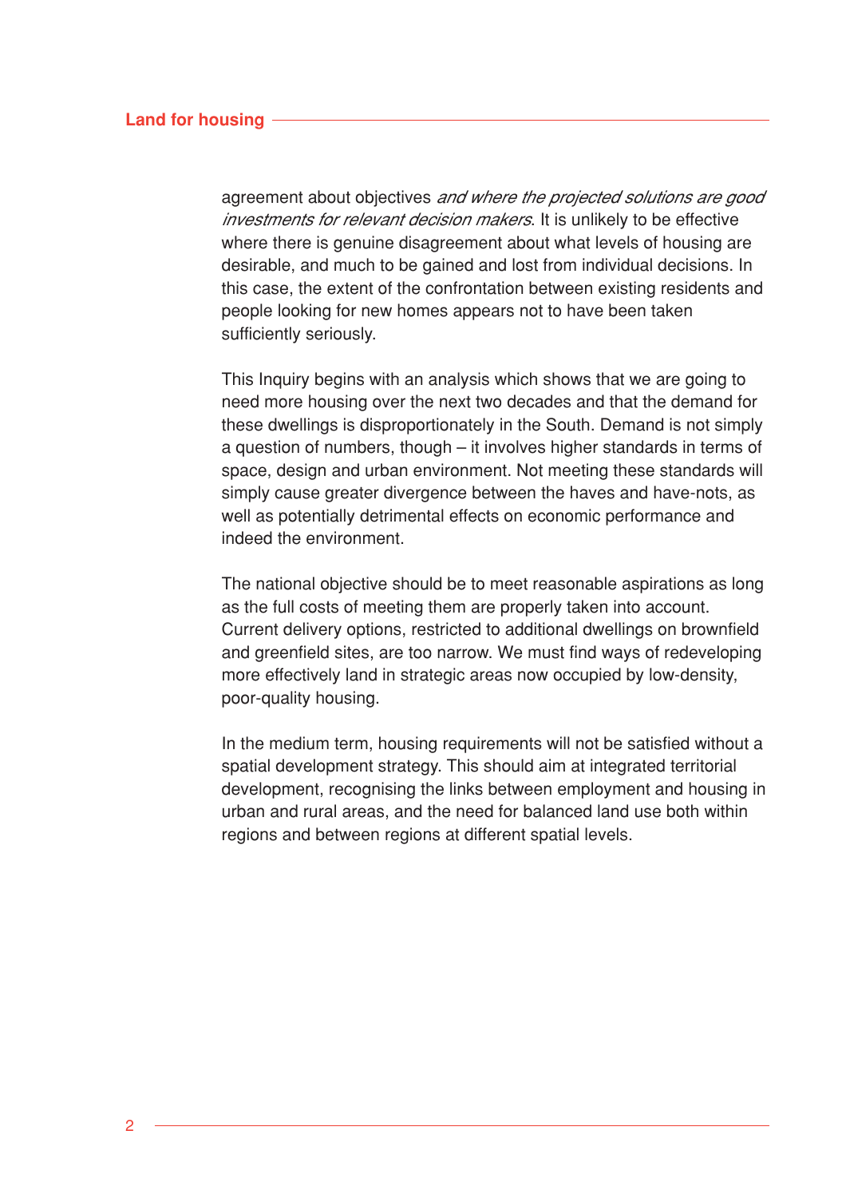agreement about objectives *and where the projected solutions are good investments for relevant decision makers*. It is unlikely to be effective where there is genuine disagreement about what levels of housing are desirable, and much to be gained and lost from individual decisions. In this case, the extent of the confrontation between existing residents and people looking for new homes appears not to have been taken sufficiently seriously.

This Inquiry begins with an analysis which shows that we are going to need more housing over the next two decades and that the demand for these dwellings is disproportionately in the South. Demand is not simply a question of numbers, though – it involves higher standards in terms of space, design and urban environment. Not meeting these standards will simply cause greater divergence between the haves and have-nots, as well as potentially detrimental effects on economic performance and indeed the environment.

The national objective should be to meet reasonable aspirations as long as the full costs of meeting them are properly taken into account. Current delivery options, restricted to additional dwellings on brownfield and greenfield sites, are too narrow. We must find ways of redeveloping more effectively land in strategic areas now occupied by low-density, poor-quality housing.

In the medium term, housing requirements will not be satisfied without a spatial development strategy. This should aim at integrated territorial development, recognising the links between employment and housing in urban and rural areas, and the need for balanced land use both within regions and between regions at different spatial levels.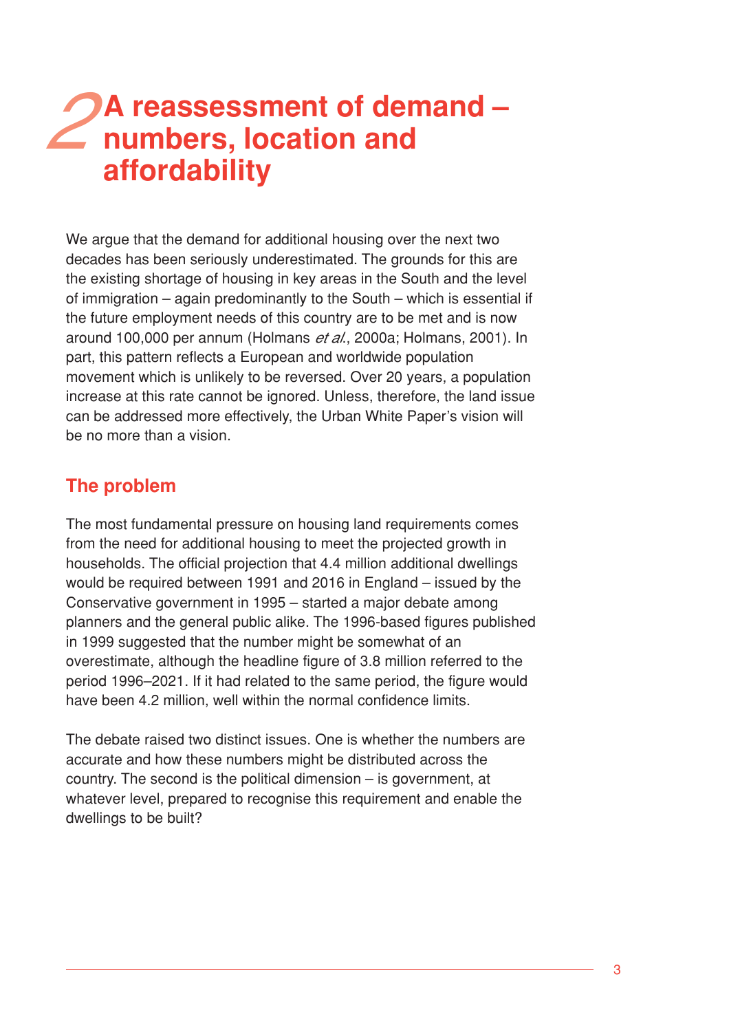# 2 A reassessment of demand – numbers, location and affordability

We argue that the demand for additional housing over the next two decades has been seriously underestimated. The grounds for this are the existing shortage of housing in key areas in the South and the level of immigration – again predominantly to the South – which is essential if the future employment needs of this country are to be met and is now around 100,000 per annum (Holmans *et al.*, 2000a; Holmans, 2001). In part, this pattern reflects a European and worldwide population movement which is unlikely to be reversed. Over 20 years, a population increase at this rate cannot be ignored. Unless, therefore, the land issue can be addressed more effectively, the Urban White Paper's vision will be no more than a vision.

## The problem

The most fundamental pressure on housing land requirements comes from the need for additional housing to meet the projected growth in households. The official projection that 4.4 million additional dwellings would be required between 1991 and 2016 in England – issued by the Conservative government in 1995 – started a major debate among planners and the general public alike. The 1996-based figures published in 1999 suggested that the number might be somewhat of an overestimate, although the headline figure of 3.8 million referred to the period 1996–2021. If it had related to the same period, the figure would have been 4.2 million, well within the normal confidence limits.

The debate raised two distinct issues. One is whether the numbers are accurate and how these numbers might be distributed across the country. The second is the political dimension – is government, at whatever level, prepared to recognise this requirement and enable the dwellings to be built?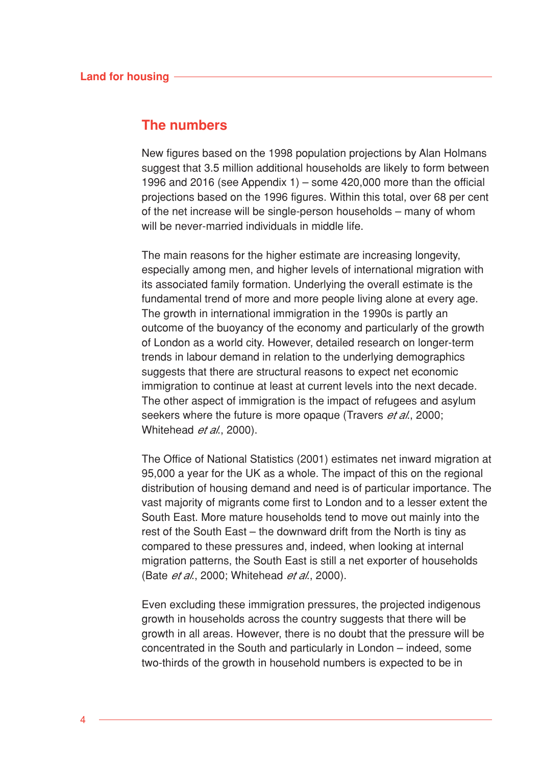## The numbers

New figures based on the 1998 population projections by Alan Holmans suggest that 3.5 million additional households are likely to form between 1996 and 2016 (see Appendix 1) – some 420,000 more than the official projections based on the 1996 figures. Within this total, over 68 per cent of the net increase will be single-person households – many of whom will be never-married individuals in middle life.

The main reasons for the higher estimate are increasing longevity, especially among men, and higher levels of international migration with its associated family formation. Underlying the overall estimate is the fundamental trend of more and more people living alone at every age. The growth in international immigration in the 1990s is partly an outcome of the buoyancy of the economy and particularly of the growth of London as a world city. However, detailed research on longer-term trends in labour demand in relation to the underlying demographics suggests that there are structural reasons to expect net economic immigration to continue at least at current levels into the next decade. The other aspect of immigration is the impact of refugees and asylum seekers where the future is more opaque (Travers *et al.*, 2000; Whitehead *et al.*, 2000).

The Office of National Statistics (2001) estimates net inward migration at 95,000 a year for the UK as a whole. The impact of this on the regional distribution of housing demand and need is of particular importance. The vast majority of migrants come first to London and to a lesser extent the South East. More mature households tend to move out mainly into the rest of the South East – the downward drift from the North is tiny as compared to these pressures and, indeed, when looking at internal migration patterns, the South East is still a net exporter of households (Bate *et al.*, 2000; Whitehead *et al.*, 2000).

Even excluding these immigration pressures, the projected indigenous growth in households across the country suggests that there will be growth in all areas. However, there is no doubt that the pressure will be concentrated in the South and particularly in London – indeed, some two-thirds of the growth in household numbers is expected to be in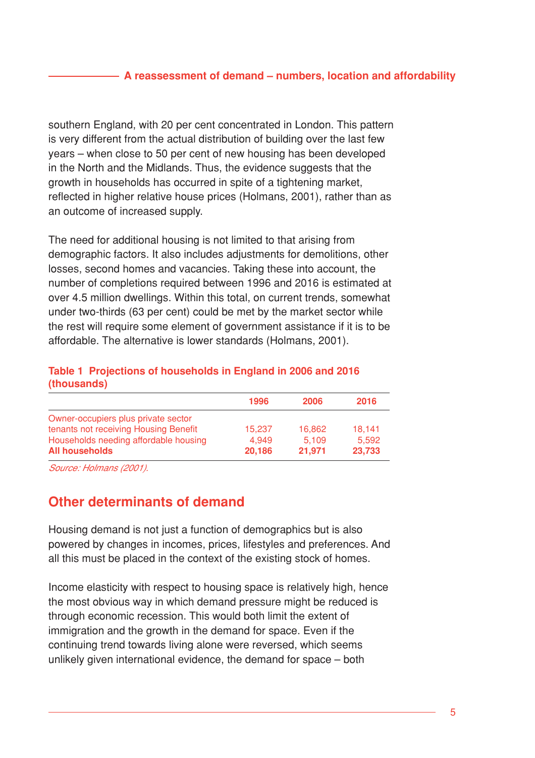southern England, with 20 per cent concentrated in London. This pattern is very different from the actual distribution of building over the last few years – when close to 50 per cent of new housing has been developed in the North and the Midlands. Thus, the evidence suggests that the growth in households has occurred in spite of a tightening market, reflected in higher relative house prices (Holmans, 2001), rather than as an outcome of increased supply.

The need for additional housing is not limited to that arising from demographic factors. It also includes adjustments for demolitions, other losses, second homes and vacancies. Taking these into account, the number of completions required between 1996 and 2016 is estimated at over 4.5 million dwellings. Within this total, on current trends, somewhat under two-thirds (63 per cent) could be met by the market sector while the rest will require some element of government assistance if it is to be affordable. The alternative is lower standards (Holmans, 2001).

**Table 1 Projections of households in England in 2006 and 2016 (thousands)**

| | 1996 | 2006 | 2016 |
|---|---|---|---|
| Owner-occupiers plus private sector tenants not receiving Housing Benefit | 15,237 | 16,862 | 18,141 |
| Households needing affordable housing | 4,949 | 5,109 | 5,592 |
| **All households** | **20,186** | **21,971** | **23,733** |

*Source: Holmans (2001).*

## Other determinants of demand

Housing demand is not just a function of demographics but is also powered by changes in incomes, prices, lifestyles and preferences. And all this must be placed in the context of the existing stock of homes.

Income elasticity with respect to housing space is relatively high, hence the most obvious way in which demand pressure might be reduced is through economic recession. This would both limit the extent of immigration and the growth in the demand for space. Even if the continuing trend towards living alone were reversed, which seems unlikely given international evidence, the demand for space – both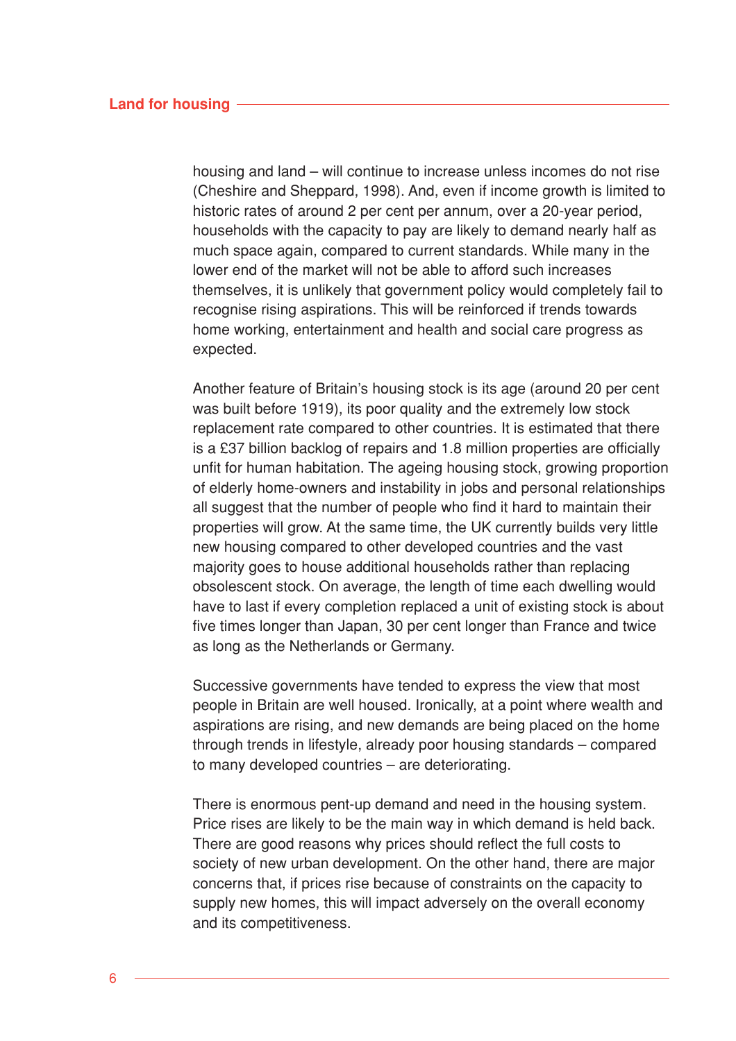housing and land – will continue to increase unless incomes do not rise (Cheshire and Sheppard, 1998). And, even if income growth is limited to historic rates of around 2 per cent per annum, over a 20-year period, households with the capacity to pay are likely to demand nearly half as much space again, compared to current standards. While many in the lower end of the market will not be able to afford such increases themselves, it is unlikely that government policy would completely fail to recognise rising aspirations. This will be reinforced if trends towards home working, entertainment and health and social care progress as expected.

Another feature of Britain's housing stock is its age (around 20 per cent was built before 1919), its poor quality and the extremely low stock replacement rate compared to other countries. It is estimated that there is a £37 billion backlog of repairs and 1.8 million properties are officially unfit for human habitation. The ageing housing stock, growing proportion of elderly home-owners and instability in jobs and personal relationships all suggest that the number of people who find it hard to maintain their properties will grow. At the same time, the UK currently builds very little new housing compared to other developed countries and the vast majority goes to house additional households rather than replacing obsolescent stock. On average, the length of time each dwelling would have to last if every completion replaced a unit of existing stock is about five times longer than Japan, 30 per cent longer than France and twice as long as the Netherlands or Germany.

Successive governments have tended to express the view that most people in Britain are well housed. Ironically, at a point where wealth and aspirations are rising, and new demands are being placed on the home through trends in lifestyle, already poor housing standards – compared to many developed countries – are deteriorating.

There is enormous pent-up demand and need in the housing system. Price rises are likely to be the main way in which demand is held back. There are good reasons why prices should reflect the full costs to society of new urban development. On the other hand, there are major concerns that, if prices rise because of constraints on the capacity to supply new homes, this will impact adversely on the overall economy and its competitiveness.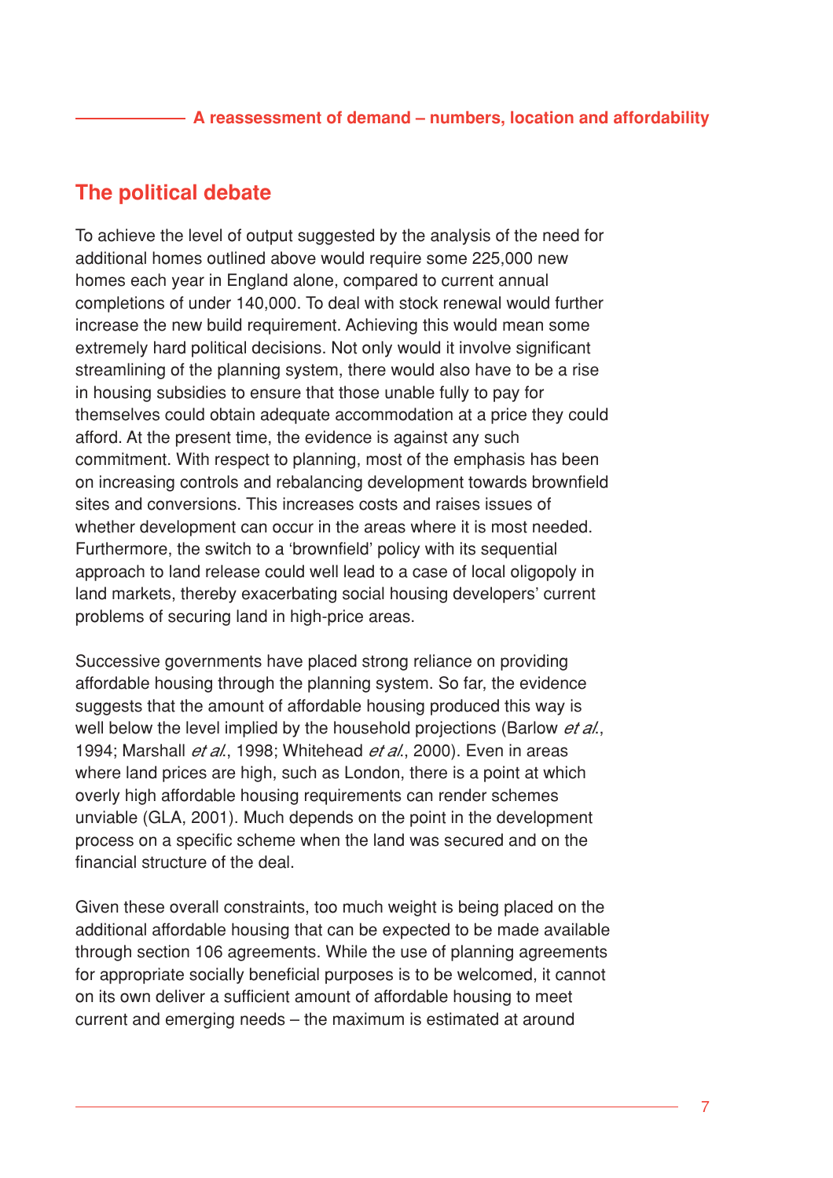## The political debate

To achieve the level of output suggested by the analysis of the need for additional homes outlined above would require some 225,000 new homes each year in England alone, compared to current annual completions of under 140,000. To deal with stock renewal would further increase the new build requirement. Achieving this would mean some extremely hard political decisions. Not only would it involve significant streamlining of the planning system, there would also have to be a rise in housing subsidies to ensure that those unable fully to pay for themselves could obtain adequate accommodation at a price they could afford. At the present time, the evidence is against any such commitment. With respect to planning, most of the emphasis has been on increasing controls and rebalancing development towards brownfield sites and conversions. This increases costs and raises issues of whether development can occur in the areas where it is most needed. Furthermore, the switch to a 'brownfield' policy with its sequential approach to land release could well lead to a case of local oligopoly in land markets, thereby exacerbating social housing developers' current problems of securing land in high-price areas.

Successive governments have placed strong reliance on providing affordable housing through the planning system. So far, the evidence suggests that the amount of affordable housing produced this way is well below the level implied by the household projections (Barlow *et al.*, 1994; Marshall *et al.*, 1998; Whitehead *et al.*, 2000). Even in areas where land prices are high, such as London, there is a point at which overly high affordable housing requirements can render schemes unviable (GLA, 2001). Much depends on the point in the development process on a specific scheme when the land was secured and on the financial structure of the deal.

Given these overall constraints, too much weight is being placed on the additional affordable housing that can be expected to be made available through section 106 agreements. While the use of planning agreements for appropriate socially beneficial purposes is to be welcomed, it cannot on its own deliver a sufficient amount of affordable housing to meet current and emerging needs – the maximum is estimated at around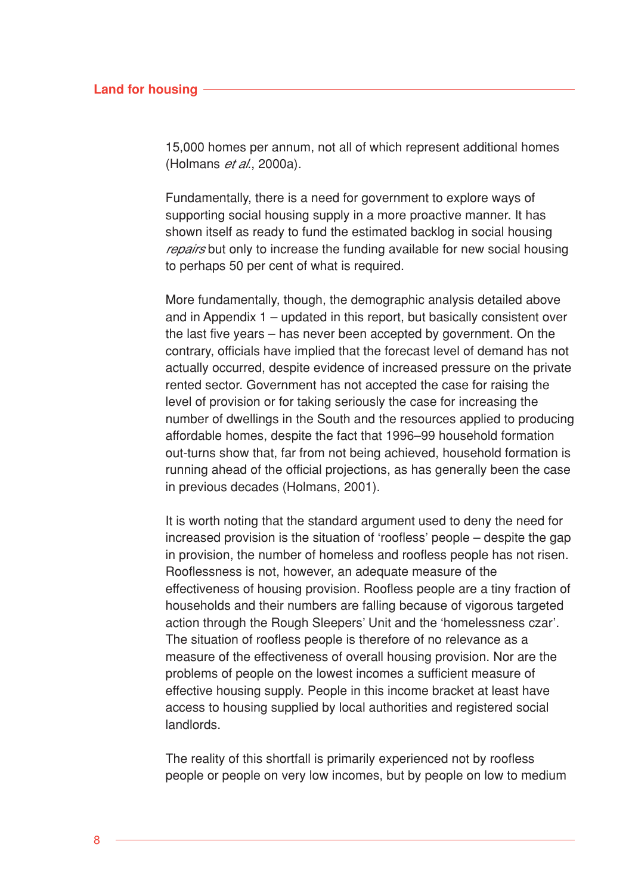15,000 homes per annum, not all of which represent additional homes (Holmans *et al.*, 2000a).

Fundamentally, there is a need for government to explore ways of supporting social housing supply in a more proactive manner. It has shown itself as ready to fund the estimated backlog in social housing *repairs* but only to increase the funding available for new social housing to perhaps 50 per cent of what is required.

More fundamentally, though, the demographic analysis detailed above and in Appendix 1 – updated in this report, but basically consistent over the last five years – has never been accepted by government. On the contrary, officials have implied that the forecast level of demand has not actually occurred, despite evidence of increased pressure on the private rented sector. Government has not accepted the case for raising the level of provision or for taking seriously the case for increasing the number of dwellings in the South and the resources applied to producing affordable homes, despite the fact that 1996–99 household formation out-turns show that, far from not being achieved, household formation is running ahead of the official projections, as has generally been the case in previous decades (Holmans, 2001).

It is worth noting that the standard argument used to deny the need for increased provision is the situation of 'roofless' people – despite the gap in provision, the number of homeless and roofless people has not risen. Rooflessness is not, however, an adequate measure of the effectiveness of housing provision. Roofless people are a tiny fraction of households and their numbers are falling because of vigorous targeted action through the Rough Sleepers' Unit and the 'homelessness czar'. The situation of roofless people is therefore of no relevance as a measure of the effectiveness of overall housing provision. Nor are the problems of people on the lowest incomes a sufficient measure of effective housing supply. People in this income bracket at least have access to housing supplied by local authorities and registered social landlords.

The reality of this shortfall is primarily experienced not by roofless people or people on very low incomes, but by people on low to medium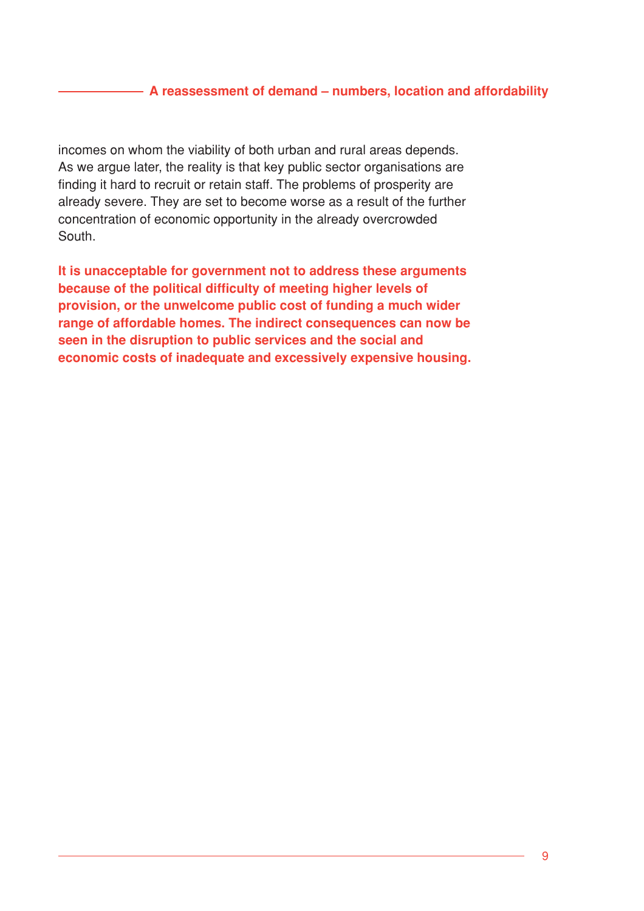incomes on whom the viability of both urban and rural areas depends. As we argue later, the reality is that key public sector organisations are finding it hard to recruit or retain staff. The problems of prosperity are already severe. They are set to become worse as a result of the further concentration of economic opportunity in the already overcrowded South.

**It is unacceptable for government not to address these arguments because of the political difficulty of meeting higher levels of provision, or the unwelcome public cost of funding a much wider range of affordable homes. The indirect consequences can now be seen in the disruption to public services and the social and economic costs of inadequate and excessively expensive housing.**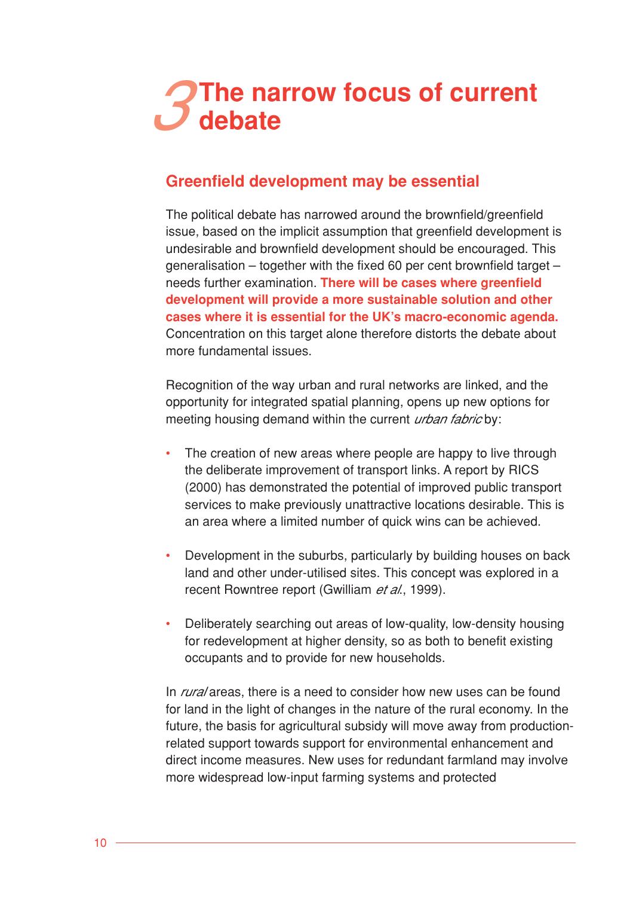# 3 The narrow focus of current debate

## Greenfield development may be essential

The political debate has narrowed around the brownfield/greenfield issue, based on the implicit assumption that greenfield development is undesirable and brownfield development should be encouraged. This generalisation – together with the fixed 60 per cent brownfield target – needs further examination. **There will be cases where greenfield development will provide a more sustainable solution and other cases where it is essential for the UK's macro-economic agenda.** Concentration on this target alone therefore distorts the debate about more fundamental issues.

Recognition of the way urban and rural networks are linked, and the opportunity for integrated spatial planning, opens up new options for meeting housing demand within the current *urban fabric* by:

- The creation of new areas where people are happy to live through the deliberate improvement of transport links. A report by RICS (2000) has demonstrated the potential of improved public transport services to make previously unattractive locations desirable. This is an area where a limited number of quick wins can be achieved.
- Development in the suburbs, particularly by building houses on back land and other under-utilised sites. This concept was explored in a recent Rowntree report (Gwilliam *et al.*, 1999).
- Deliberately searching out areas of low-quality, low-density housing for redevelopment at higher density, so as both to benefit existing occupants and to provide for new households.

In *rural* areas, there is a need to consider how new uses can be found for land in the light of changes in the nature of the rural economy. In the future, the basis for agricultural subsidy will move away from production-related support towards support for environmental enhancement and direct income measures. New uses for redundant farmland may involve more widespread low-input farming systems and protected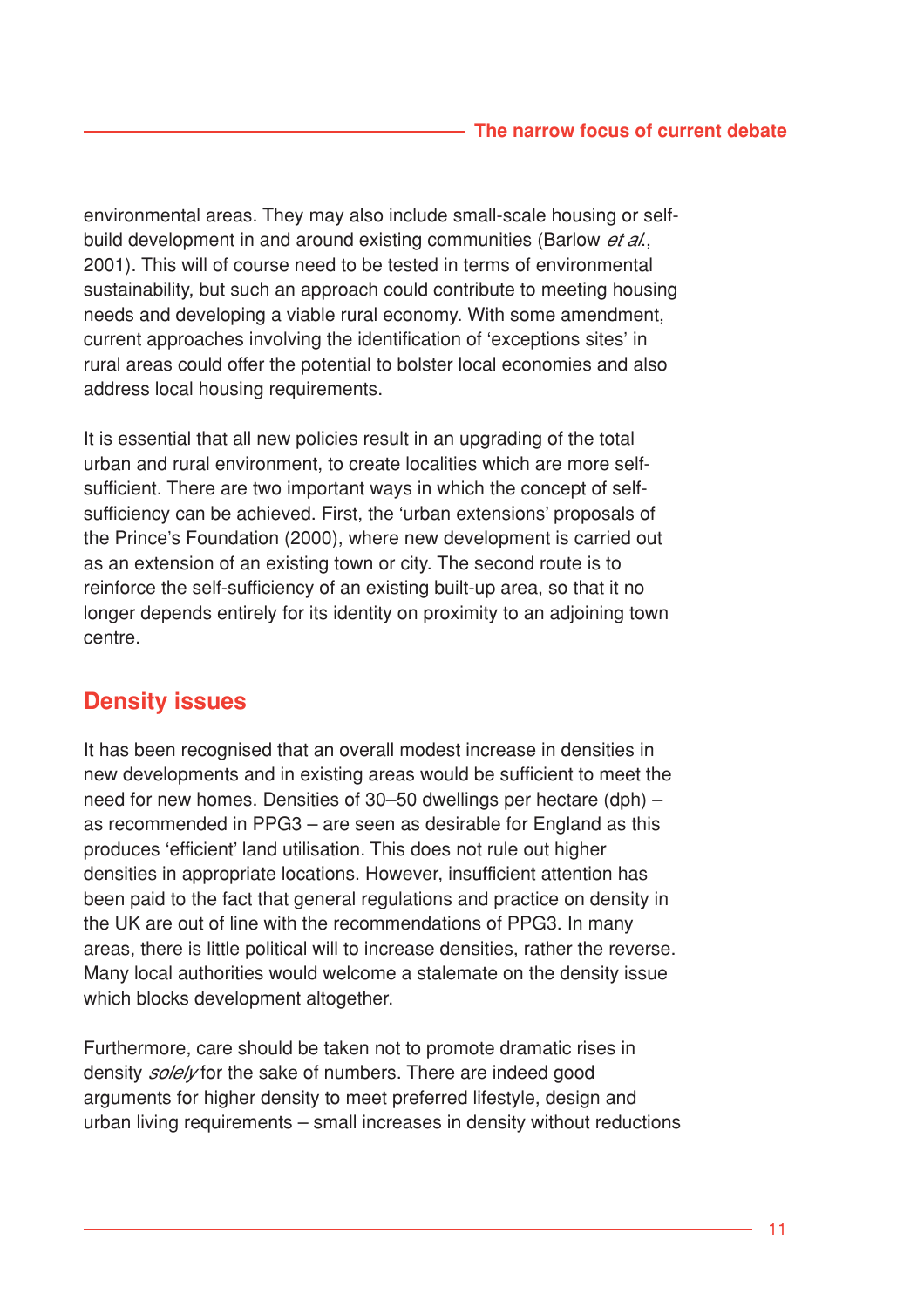environmental areas. They may also include small-scale housing or self-build development in and around existing communities (Barlow *et al.*, 2001). This will of course need to be tested in terms of environmental sustainability, but such an approach could contribute to meeting housing needs and developing a viable rural economy. With some amendment, current approaches involving the identification of 'exceptions sites' in rural areas could offer the potential to bolster local economies and also address local housing requirements.

It is essential that all new policies result in an upgrading of the total urban and rural environment, to create localities which are more self-sufficient. There are two important ways in which the concept of self-sufficiency can be achieved. First, the 'urban extensions' proposals of the Prince's Foundation (2000), where new development is carried out as an extension of an existing town or city. The second route is to reinforce the self-sufficiency of an existing built-up area, so that it no longer depends entirely for its identity on proximity to an adjoining town centre.

## Density issues

It has been recognised that an overall modest increase in densities in new developments and in existing areas would be sufficient to meet the need for new homes. Densities of 30–50 dwellings per hectare (dph) – as recommended in PPG3 – are seen as desirable for England as this produces 'efficient' land utilisation. This does not rule out higher densities in appropriate locations. However, insufficient attention has been paid to the fact that general regulations and practice on density in the UK are out of line with the recommendations of PPG3. In many areas, there is little political will to increase densities, rather the reverse. Many local authorities would welcome a stalemate on the density issue which blocks development altogether.

Furthermore, care should be taken not to promote dramatic rises in density *solely* for the sake of numbers. There are indeed good arguments for higher density to meet preferred lifestyle, design and urban living requirements – small increases in density without reductions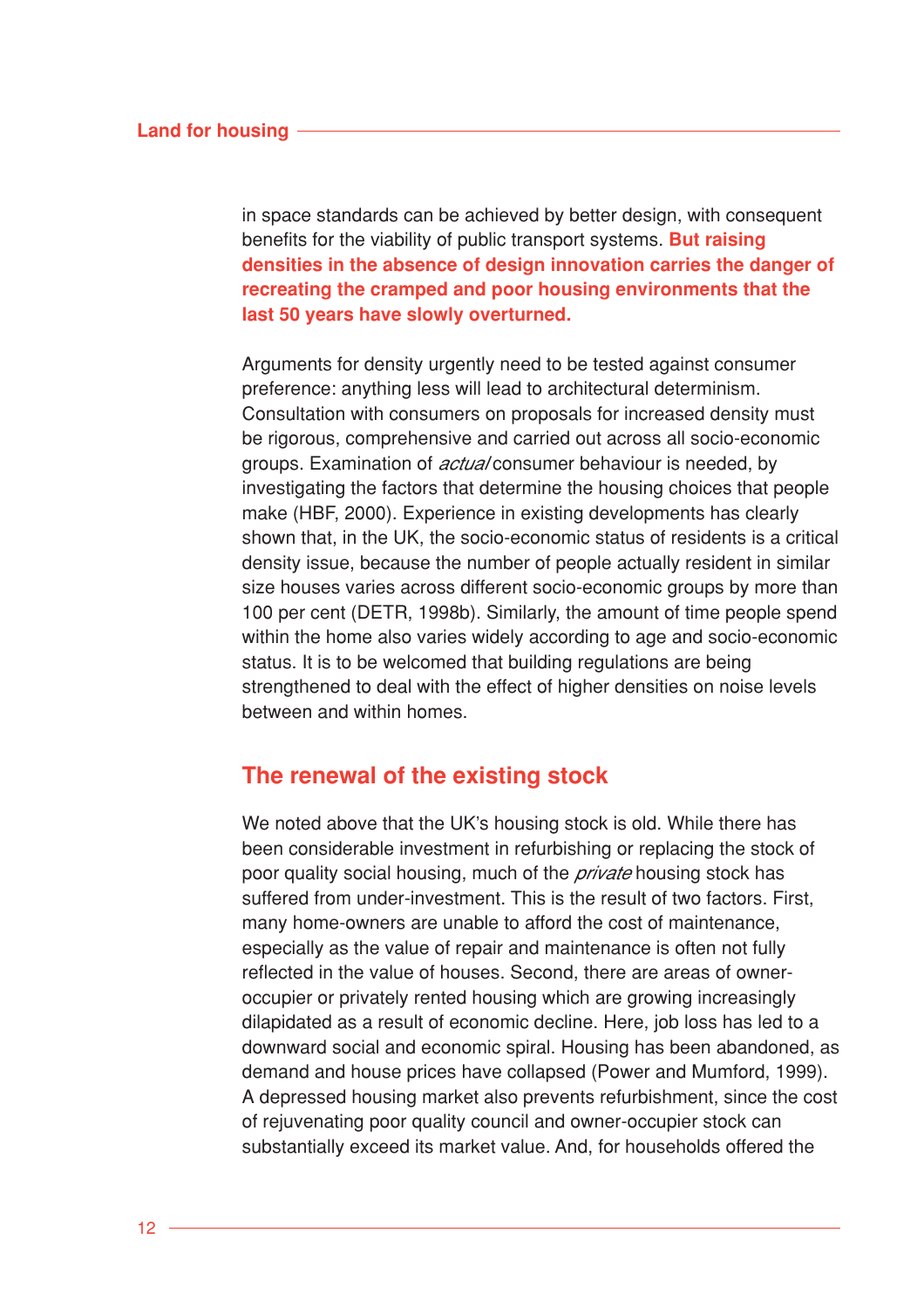in space standards can be achieved by better design, with consequent benefits for the viability of public transport systems. **But raising densities in the absence of design innovation carries the danger of recreating the cramped and poor housing environments that the last 50 years have slowly overturned.**

Arguments for density urgently need to be tested against consumer preference: anything less will lead to architectural determinism. Consultation with consumers on proposals for increased density must be rigorous, comprehensive and carried out across all socio-economic groups. Examination of *actual* consumer behaviour is needed, by investigating the factors that determine the housing choices that people make (HBF, 2000). Experience in existing developments has clearly shown that, in the UK, the socio-economic status of residents is a critical density issue, because the number of people actually resident in similar size houses varies across different socio-economic groups by more than 100 per cent (DETR, 1998b). Similarly, the amount of time people spend within the home also varies widely according to age and socio-economic status. It is to be welcomed that building regulations are being strengthened to deal with the effect of higher densities on noise levels between and within homes.

## The renewal of the existing stock

We noted above that the UK's housing stock is old. While there has been considerable investment in refurbishing or replacing the stock of poor quality social housing, much of the *private* housing stock has suffered from under-investment. This is the result of two factors. First, many home-owners are unable to afford the cost of maintenance, especially as the value of repair and maintenance is often not fully reflected in the value of houses. Second, there are areas of owner-occupier or privately rented housing which are growing increasingly dilapidated as a result of economic decline. Here, job loss has led to a downward social and economic spiral. Housing has been abandoned, as demand and house prices have collapsed (Power and Mumford, 1999). A depressed housing market also prevents refurbishment, since the cost of rejuvenating poor quality council and owner-occupier stock can substantially exceed its market value. And, for households offered the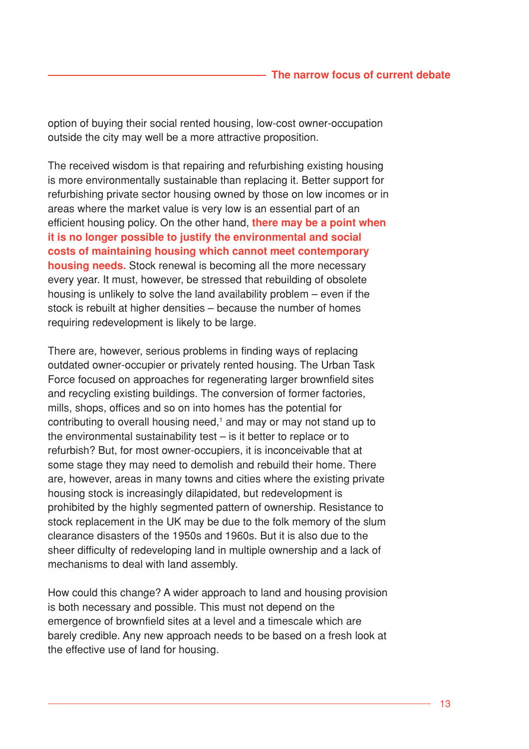option of buying their social rented housing, low-cost owner-occupation outside the city may well be a more attractive proposition.

The received wisdom is that repairing and refurbishing existing housing is more environmentally sustainable than replacing it. Better support for refurbishing private sector housing owned by those on low incomes or in areas where the market value is very low is an essential part of an efficient housing policy. On the other hand, **there may be a point when it is no longer possible to justify the environmental and social costs of maintaining housing which cannot meet contemporary housing needs.** Stock renewal is becoming all the more necessary every year. It must, however, be stressed that rebuilding of obsolete housing is unlikely to solve the land availability problem – even if the stock is rebuilt at higher densities – because the number of homes requiring redevelopment is likely to be large.

There are, however, serious problems in finding ways of replacing outdated owner-occupier or privately rented housing. The Urban Task Force focused on approaches for regenerating larger brownfield sites and recycling existing buildings. The conversion of former factories, mills, shops, offices and so on into homes has the potential for contributing to overall housing need,[1] and may or may not stand up to the environmental sustainability test – is it better to replace or to refurbish? But, for most owner-occupiers, it is inconceivable that at some stage they may need to demolish and rebuild their home. There are, however, areas in many towns and cities where the existing private housing stock is increasingly dilapidated, but redevelopment is prohibited by the highly segmented pattern of ownership. Resistance to stock replacement in the UK may be due to the folk memory of the slum clearance disasters of the 1950s and 1960s. But it is also due to the sheer difficulty of redeveloping land in multiple ownership and a lack of mechanisms to deal with land assembly.

How could this change? A wider approach to land and housing provision is both necessary and possible. This must not depend on the emergence of brownfield sites at a level and a timescale which are barely credible. Any new approach needs to be based on a fresh look at the effective use of land for housing.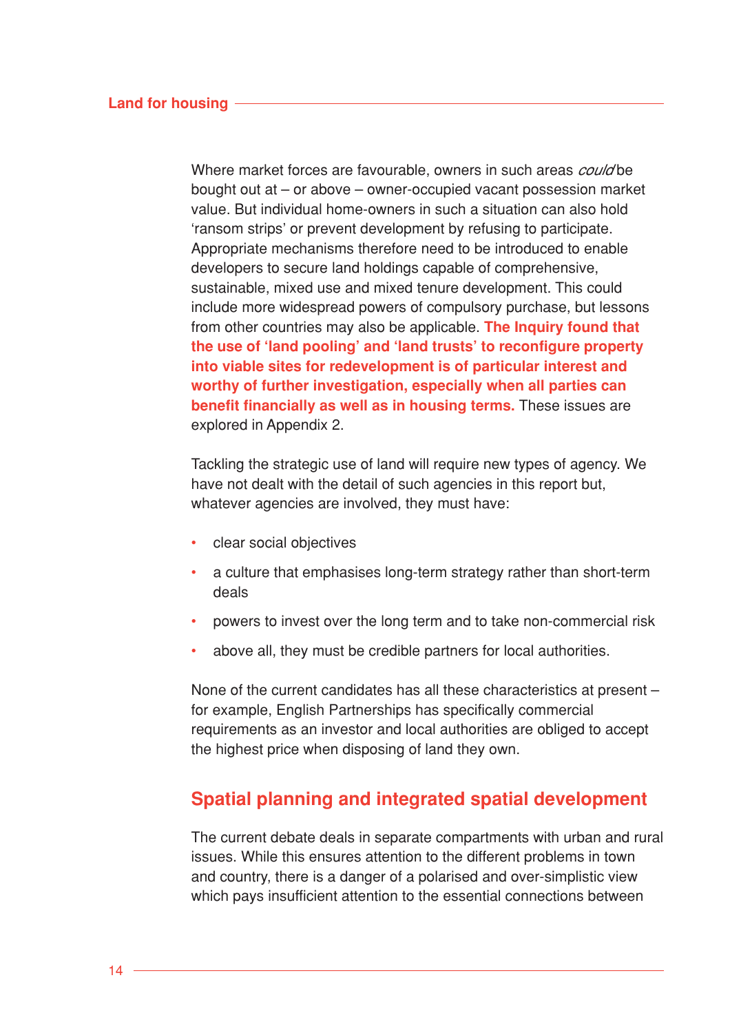Where market forces are favourable, owners in such areas *could* be bought out at – or above – owner-occupied vacant possession market value. But individual home-owners in such a situation can also hold 'ransom strips' or prevent development by refusing to participate. Appropriate mechanisms therefore need to be introduced to enable developers to secure land holdings capable of comprehensive, sustainable, mixed use and mixed tenure development. This could include more widespread powers of compulsory purchase, but lessons from other countries may also be applicable. **The Inquiry found that the use of 'land pooling' and 'land trusts' to reconfigure property into viable sites for redevelopment is of particular interest and worthy of further investigation, especially when all parties can benefit financially as well as in housing terms.** These issues are explored in Appendix 2.

Tackling the strategic use of land will require new types of agency. We have not dealt with the detail of such agencies in this report but, whatever agencies are involved, they must have:

- clear social objectives
- a culture that emphasises long-term strategy rather than short-term deals
- powers to invest over the long term and to take non-commercial risk
- above all, they must be credible partners for local authorities.

None of the current candidates has all these characteristics at present – for example, English Partnerships has specifically commercial requirements as an investor and local authorities are obliged to accept the highest price when disposing of land they own.

## Spatial planning and integrated spatial development

The current debate deals in separate compartments with urban and rural issues. While this ensures attention to the different problems in town and country, there is a danger of a polarised and over-simplistic view which pays insufficient attention to the essential connections between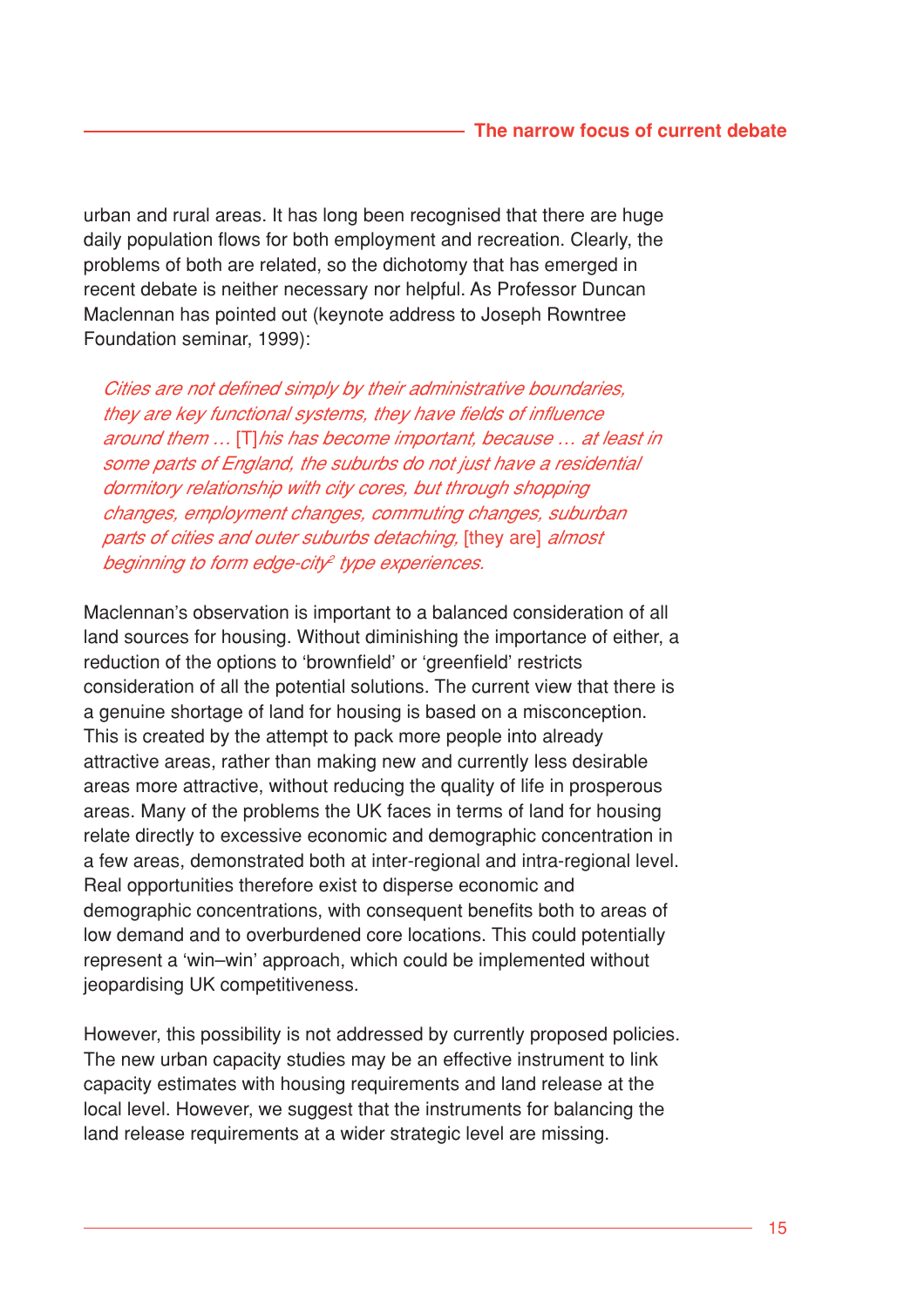urban and rural areas. It has long been recognised that there are huge daily population flows for both employment and recreation. Clearly, the problems of both are related, so the dichotomy that has emerged in recent debate is neither necessary nor helpful. As Professor Duncan Maclennan has pointed out (keynote address to Joseph Rowntree Foundation seminar, 1999):

> *Cities are not defined simply by their administrative boundaries, they are key functional systems, they have fields of influence around them …* [T]*his has become important, because … at least in some parts of England, the suburbs do not just have a residential dormitory relationship with city cores, but through shopping changes, employment changes, commuting changes, suburban parts of cities and outer suburbs detaching,* [they are] *almost beginning to form edge-city*[2] *type experiences.*

Maclennan's observation is important to a balanced consideration of all land sources for housing. Without diminishing the importance of either, a reduction of the options to 'brownfield' or 'greenfield' restricts consideration of all the potential solutions. The current view that there is a genuine shortage of land for housing is based on a misconception. This is created by the attempt to pack more people into already attractive areas, rather than making new and currently less desirable areas more attractive, without reducing the quality of life in prosperous areas. Many of the problems the UK faces in terms of land for housing relate directly to excessive economic and demographic concentration in a few areas, demonstrated both at inter-regional and intra-regional level. Real opportunities therefore exist to disperse economic and demographic concentrations, with consequent benefits both to areas of low demand and to overburdened core locations. This could potentially represent a 'win–win' approach, which could be implemented without jeopardising UK competitiveness.

However, this possibility is not addressed by currently proposed policies. The new urban capacity studies may be an effective instrument to link capacity estimates with housing requirements and land release at the local level. However, we suggest that the instruments for balancing the land release requirements at a wider strategic level are missing.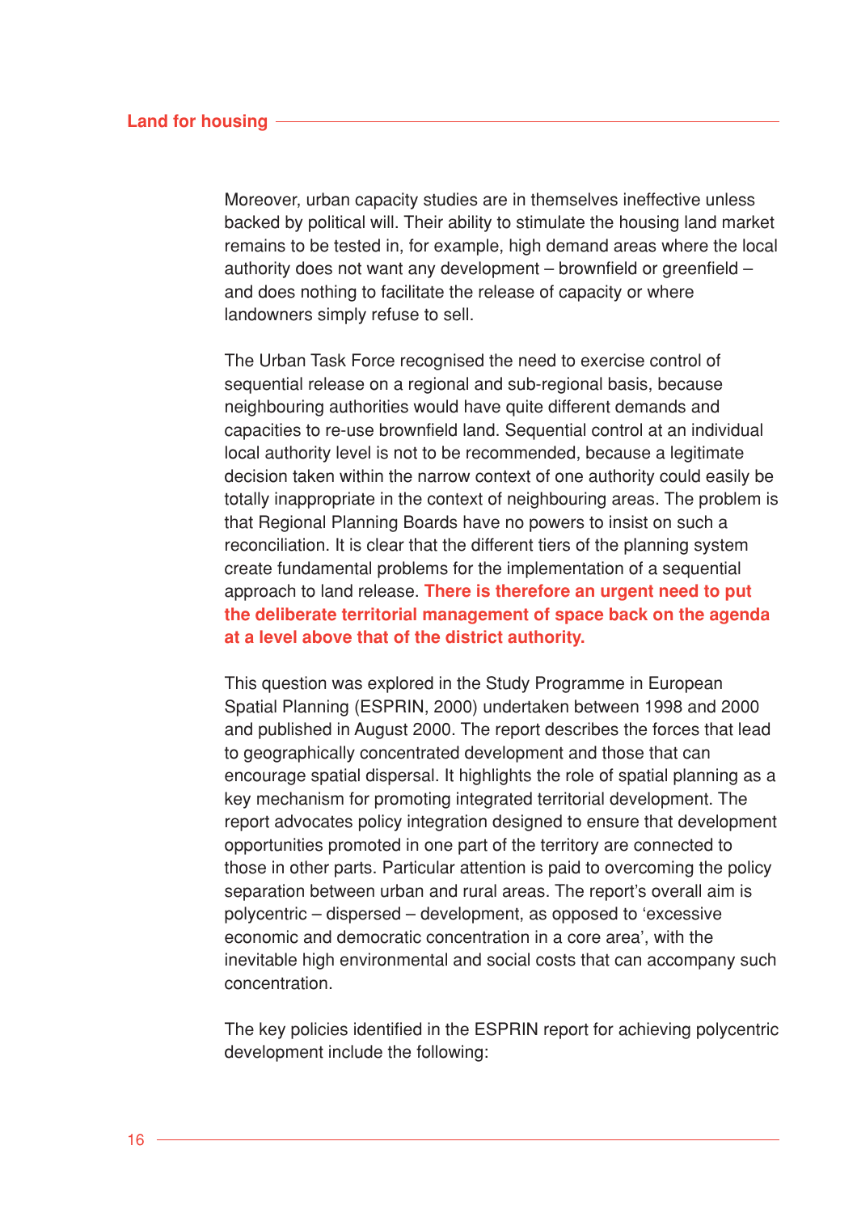Moreover, urban capacity studies are in themselves ineffective unless backed by political will. Their ability to stimulate the housing land market remains to be tested in, for example, high demand areas where the local authority does not want any development – brownfield or greenfield – and does nothing to facilitate the release of capacity or where landowners simply refuse to sell.

The Urban Task Force recognised the need to exercise control of sequential release on a regional and sub-regional basis, because neighbouring authorities would have quite different demands and capacities to re-use brownfield land. Sequential control at an individual local authority level is not to be recommended, because a legitimate decision taken within the narrow context of one authority could easily be totally inappropriate in the context of neighbouring areas. The problem is that Regional Planning Boards have no powers to insist on such a reconciliation. It is clear that the different tiers of the planning system create fundamental problems for the implementation of a sequential approach to land release. **There is therefore an urgent need to put the deliberate territorial management of space back on the agenda at a level above that of the district authority.**

This question was explored in the Study Programme in European Spatial Planning (ESPRIN, 2000) undertaken between 1998 and 2000 and published in August 2000. The report describes the forces that lead to geographically concentrated development and those that can encourage spatial dispersal. It highlights the role of spatial planning as a key mechanism for promoting integrated territorial development. The report advocates policy integration designed to ensure that development opportunities promoted in one part of the territory are connected to those in other parts. Particular attention is paid to overcoming the policy separation between urban and rural areas. The report's overall aim is polycentric – dispersed – development, as opposed to 'excessive economic and democratic concentration in a core area', with the inevitable high environmental and social costs that can accompany such concentration.

The key policies identified in the ESPRIN report for achieving polycentric development include the following: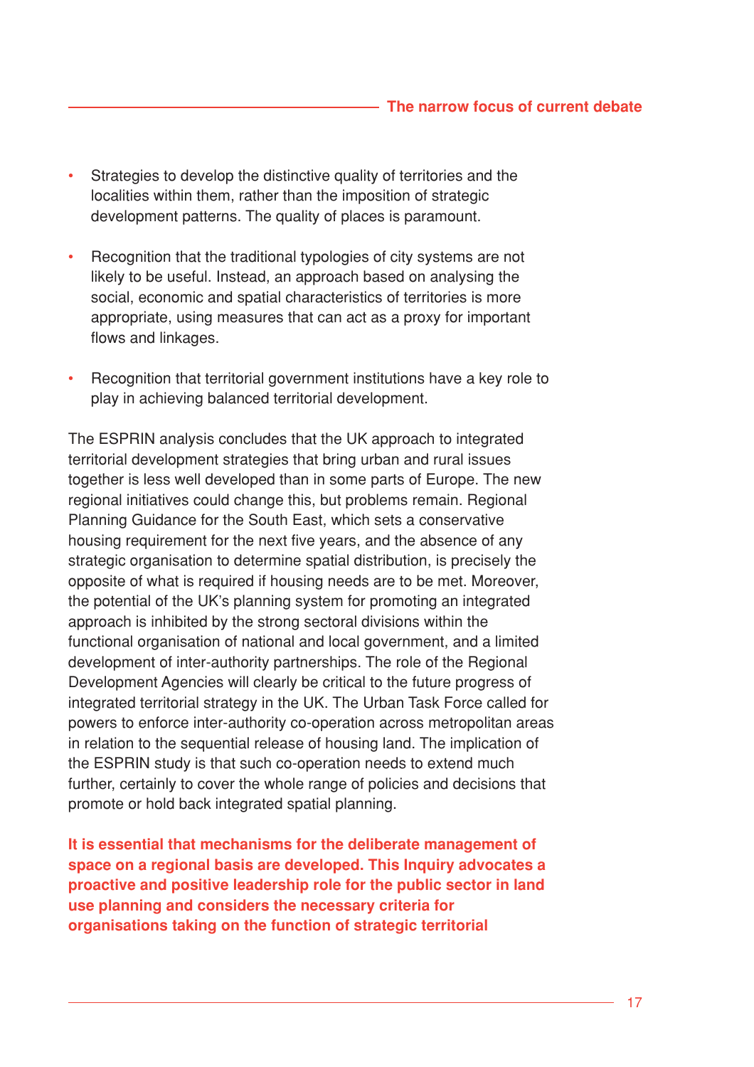- Strategies to develop the distinctive quality of territories and the localities within them, rather than the imposition of strategic development patterns. The quality of places is paramount.
- Recognition that the traditional typologies of city systems are not likely to be useful. Instead, an approach based on analysing the social, economic and spatial characteristics of territories is more appropriate, using measures that can act as a proxy for important flows and linkages.
- Recognition that territorial government institutions have a key role to play in achieving balanced territorial development.

The ESPRIN analysis concludes that the UK approach to integrated territorial development strategies that bring urban and rural issues together is less well developed than in some parts of Europe. The new regional initiatives could change this, but problems remain. Regional Planning Guidance for the South East, which sets a conservative housing requirement for the next five years, and the absence of any strategic organisation to determine spatial distribution, is precisely the opposite of what is required if housing needs are to be met. Moreover, the potential of the UK's planning system for promoting an integrated approach is inhibited by the strong sectoral divisions within the functional organisation of national and local government, and a limited development of inter-authority partnerships. The role of the Regional Development Agencies will clearly be critical to the future progress of integrated territorial strategy in the UK. The Urban Task Force called for powers to enforce inter-authority co-operation across metropolitan areas in relation to the sequential release of housing land. The implication of the ESPRIN study is that such co-operation needs to extend much further, certainly to cover the whole range of policies and decisions that promote or hold back integrated spatial planning.

**It is essential that mechanisms for the deliberate management of space on a regional basis are developed. This Inquiry advocates a proactive and positive leadership role for the public sector in land use planning and considers the necessary criteria for organisations taking on the function of strategic territorial**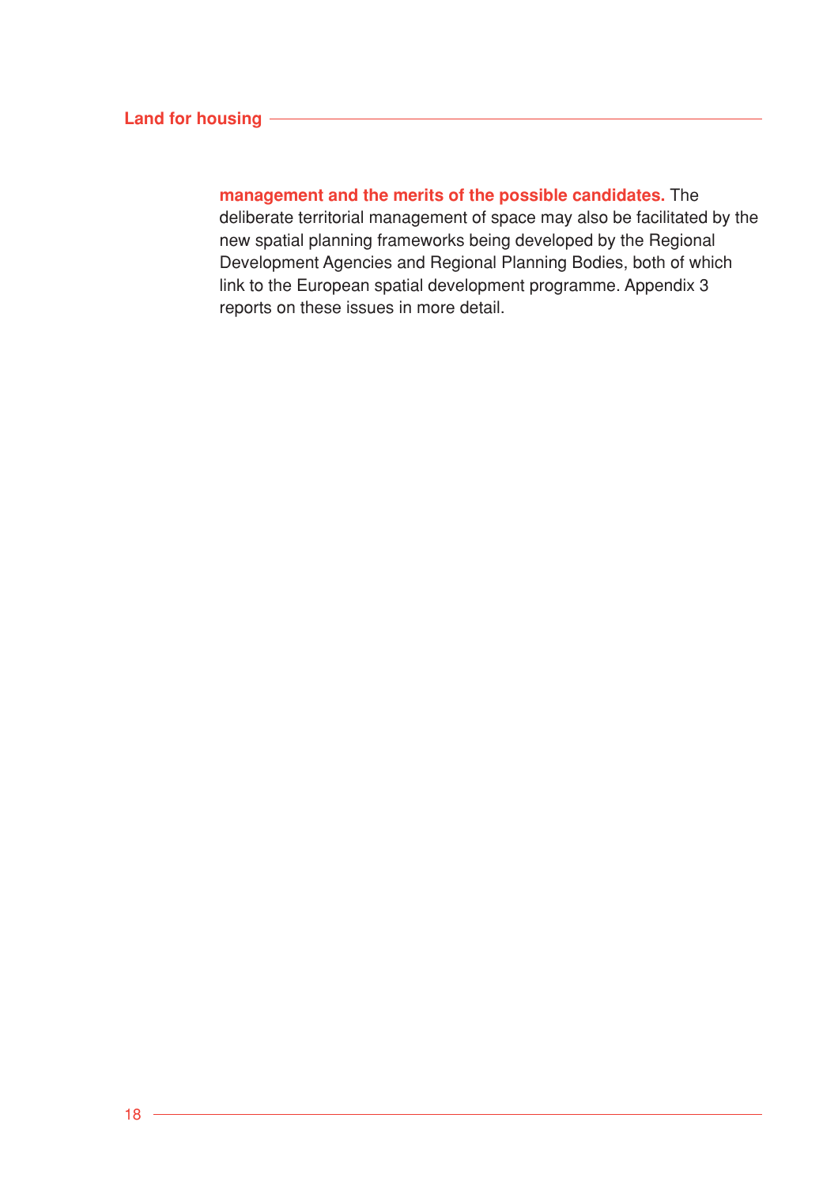**management and the merits of the possible candidates.** The deliberate territorial management of space may also be facilitated by the new spatial planning frameworks being developed by the Regional Development Agencies and Regional Planning Bodies, both of which link to the European spatial development programme. Appendix 3 reports on these issues in more detail.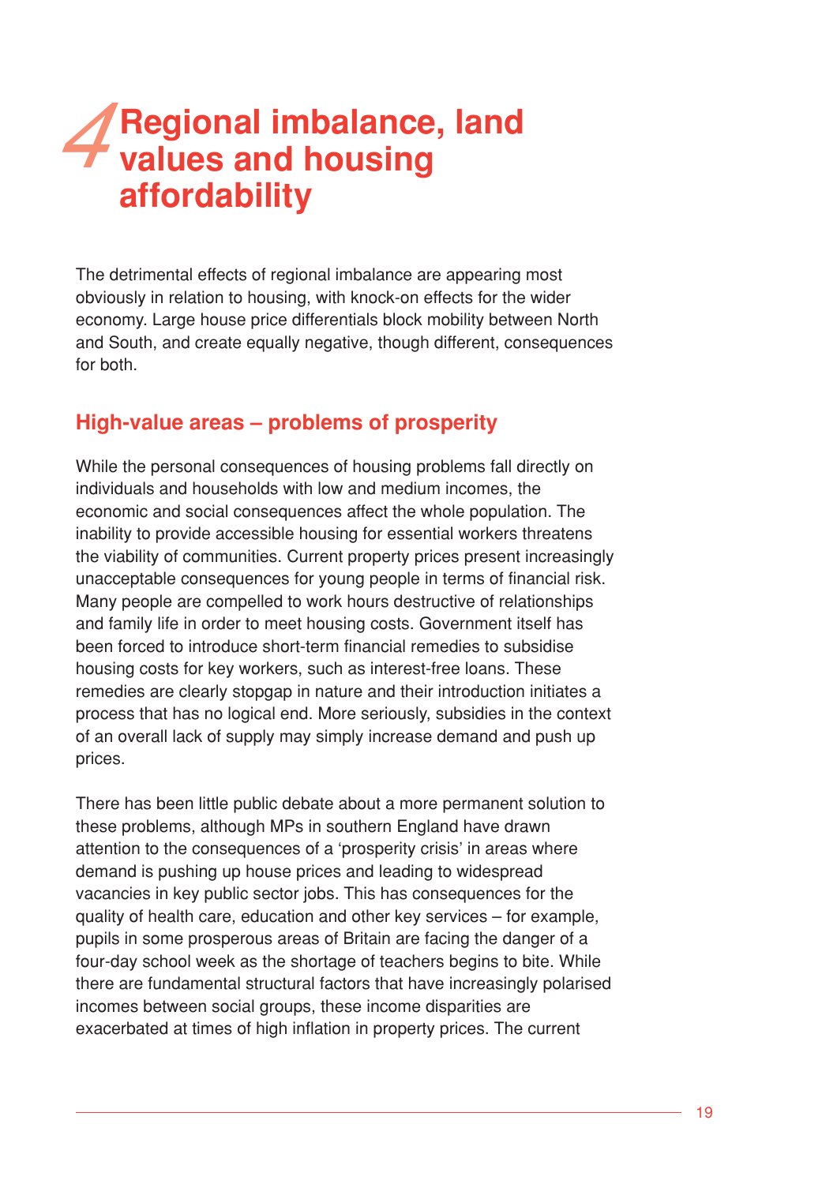# 4 Regional imbalance, land values and housing affordability

The detrimental effects of regional imbalance are appearing most obviously in relation to housing, with knock-on effects for the wider economy. Large house price differentials block mobility between North and South, and create equally negative, though different, consequences for both.

## High-value areas – problems of prosperity

While the personal consequences of housing problems fall directly on individuals and households with low and medium incomes, the economic and social consequences affect the whole population. The inability to provide accessible housing for essential workers threatens the viability of communities. Current property prices present increasingly unacceptable consequences for young people in terms of financial risk. Many people are compelled to work hours destructive of relationships and family life in order to meet housing costs. Government itself has been forced to introduce short-term financial remedies to subsidise housing costs for key workers, such as interest-free loans. These remedies are clearly stopgap in nature and their introduction initiates a process that has no logical end. More seriously, subsidies in the context of an overall lack of supply may simply increase demand and push up prices.

There has been little public debate about a more permanent solution to these problems, although MPs in southern England have drawn attention to the consequences of a 'prosperity crisis' in areas where demand is pushing up house prices and leading to widespread vacancies in key public sector jobs. This has consequences for the quality of health care, education and other key services – for example, pupils in some prosperous areas of Britain are facing the danger of a four-day school week as the shortage of teachers begins to bite. While there are fundamental structural factors that have increasingly polarised incomes between social groups, these income disparities are exacerbated at times of high inflation in property prices. The current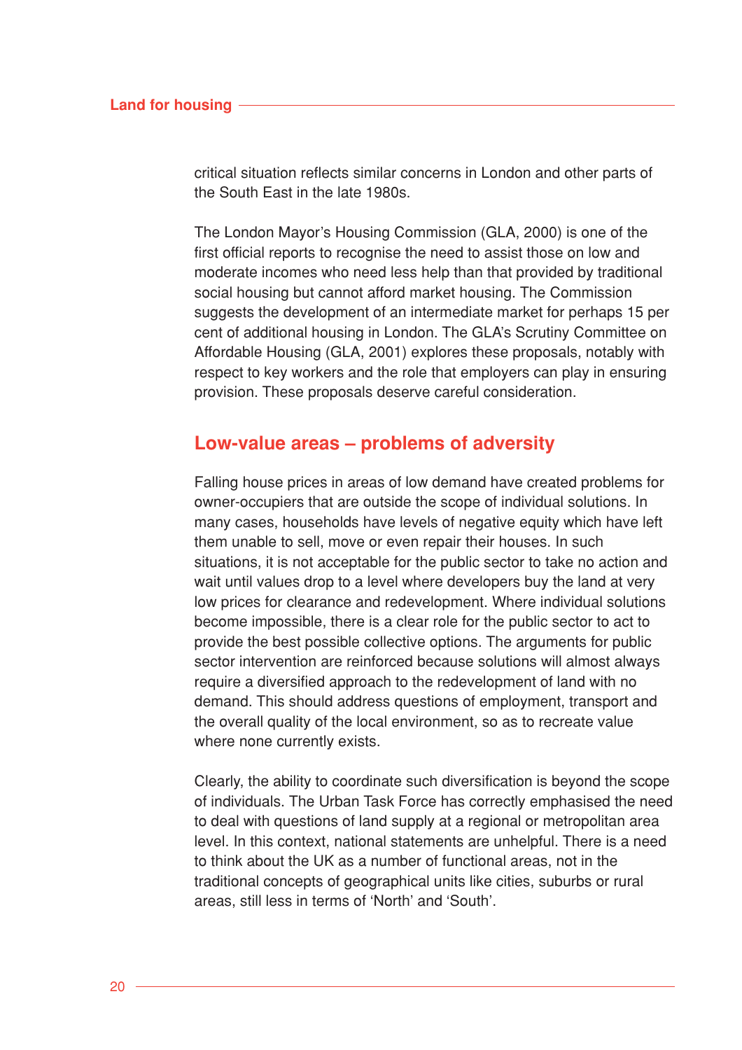critical situation reflects similar concerns in London and other parts of the South East in the late 1980s.

The London Mayor's Housing Commission (GLA, 2000) is one of the first official reports to recognise the need to assist those on low and moderate incomes who need less help than that provided by traditional social housing but cannot afford market housing. The Commission suggests the development of an intermediate market for perhaps 15 per cent of additional housing in London. The GLA's Scrutiny Committee on Affordable Housing (GLA, 2001) explores these proposals, notably with respect to key workers and the role that employers can play in ensuring provision. These proposals deserve careful consideration.

## Low-value areas – problems of adversity

Falling house prices in areas of low demand have created problems for owner-occupiers that are outside the scope of individual solutions. In many cases, households have levels of negative equity which have left them unable to sell, move or even repair their houses. In such situations, it is not acceptable for the public sector to take no action and wait until values drop to a level where developers buy the land at very low prices for clearance and redevelopment. Where individual solutions become impossible, there is a clear role for the public sector to act to provide the best possible collective options. The arguments for public sector intervention are reinforced because solutions will almost always require a diversified approach to the redevelopment of land with no demand. This should address questions of employment, transport and the overall quality of the local environment, so as to recreate value where none currently exists.

Clearly, the ability to coordinate such diversification is beyond the scope of individuals. The Urban Task Force has correctly emphasised the need to deal with questions of land supply at a regional or metropolitan area level. In this context, national statements are unhelpful. There is a need to think about the UK as a number of functional areas, not in the traditional concepts of geographical units like cities, suburbs or rural areas, still less in terms of 'North' and 'South'.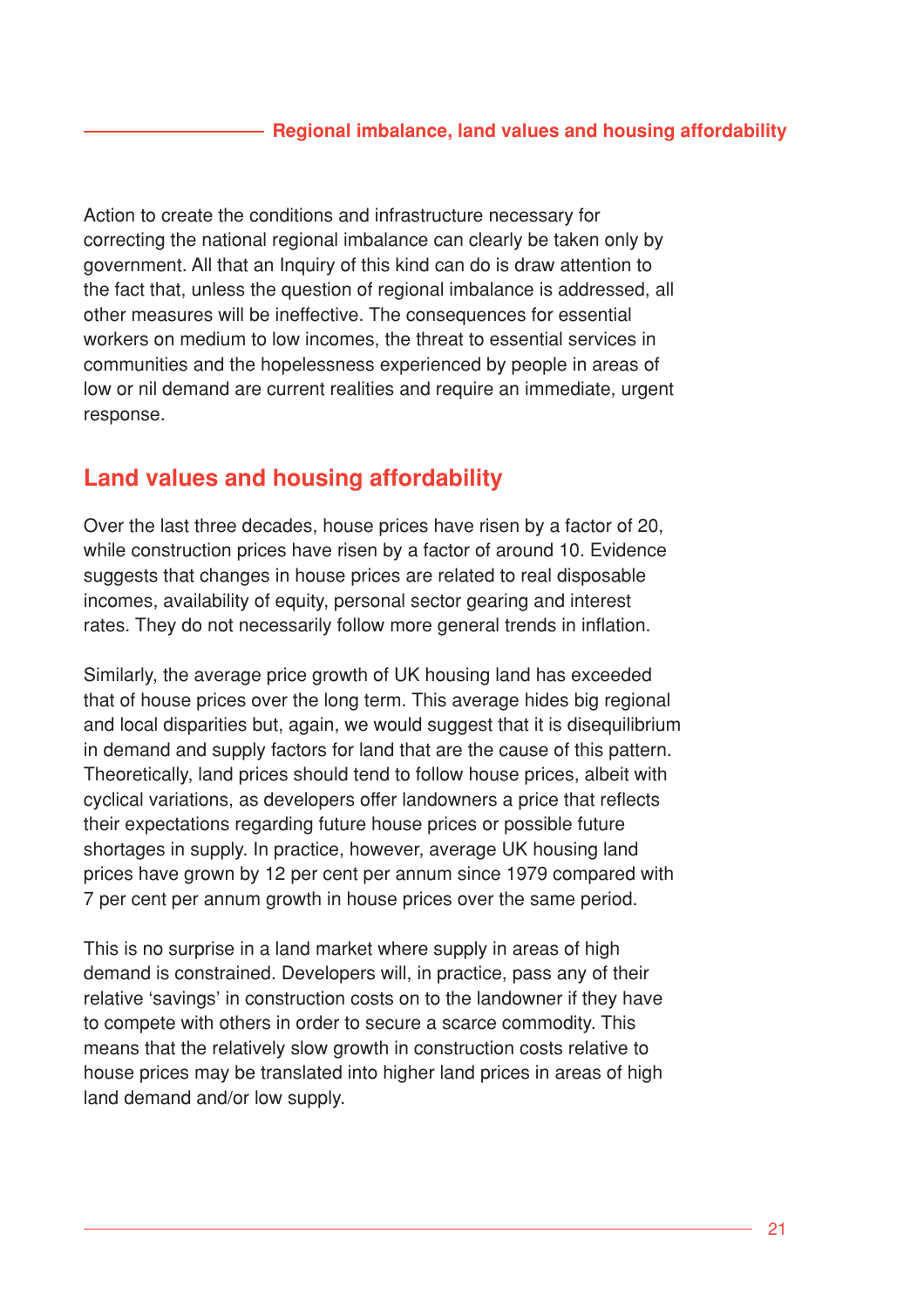Action to create the conditions and infrastructure necessary for correcting the national regional imbalance can clearly be taken only by government. All that an Inquiry of this kind can do is draw attention to the fact that, unless the question of regional imbalance is addressed, all other measures will be ineffective. The consequences for essential workers on medium to low incomes, the threat to essential services in communities and the hopelessness experienced by people in areas of low or nil demand are current realities and require an immediate, urgent response.

## Land values and housing affordability

Over the last three decades, house prices have risen by a factor of 20, while construction prices have risen by a factor of around 10. Evidence suggests that changes in house prices are related to real disposable incomes, availability of equity, personal sector gearing and interest rates. They do not necessarily follow more general trends in inflation.

Similarly, the average price growth of UK housing land has exceeded that of house prices over the long term. This average hides big regional and local disparities but, again, we would suggest that it is disequilibrium in demand and supply factors for land that are the cause of this pattern. Theoretically, land prices should tend to follow house prices, albeit with cyclical variations, as developers offer landowners a price that reflects their expectations regarding future house prices or possible future shortages in supply. In practice, however, average UK housing land prices have grown by 12 per cent per annum since 1979 compared with 7 per cent per annum growth in house prices over the same period.

This is no surprise in a land market where supply in areas of high demand is constrained. Developers will, in practice, pass any of their relative 'savings' in construction costs on to the landowner if they have to compete with others in order to secure a scarce commodity. This means that the relatively slow growth in construction costs relative to house prices may be translated into higher land prices in areas of high land demand and/or low supply.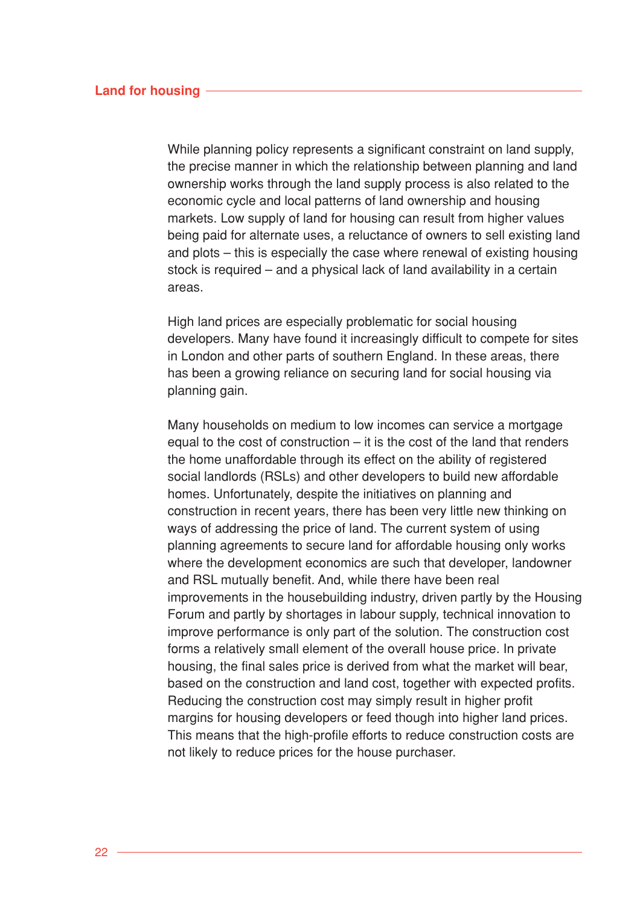While planning policy represents a significant constraint on land supply, the precise manner in which the relationship between planning and land ownership works through the land supply process is also related to the economic cycle and local patterns of land ownership and housing markets. Low supply of land for housing can result from higher values being paid for alternate uses, a reluctance of owners to sell existing land and plots – this is especially the case where renewal of existing housing stock is required – and a physical lack of land availability in a certain areas.

High land prices are especially problematic for social housing developers. Many have found it increasingly difficult to compete for sites in London and other parts of southern England. In these areas, there has been a growing reliance on securing land for social housing via planning gain.

Many households on medium to low incomes can service a mortgage equal to the cost of construction – it is the cost of the land that renders the home unaffordable through its effect on the ability of registered social landlords (RSLs) and other developers to build new affordable homes. Unfortunately, despite the initiatives on planning and construction in recent years, there has been very little new thinking on ways of addressing the price of land. The current system of using planning agreements to secure land for affordable housing only works where the development economics are such that developer, landowner and RSL mutually benefit. And, while there have been real improvements in the housebuilding industry, driven partly by the Housing Forum and partly by shortages in labour supply, technical innovation to improve performance is only part of the solution. The construction cost forms a relatively small element of the overall house price. In private housing, the final sales price is derived from what the market will bear, based on the construction and land cost, together with expected profits. Reducing the construction cost may simply result in higher profit margins for housing developers or feed though into higher land prices. This means that the high-profile efforts to reduce construction costs are not likely to reduce prices for the house purchaser.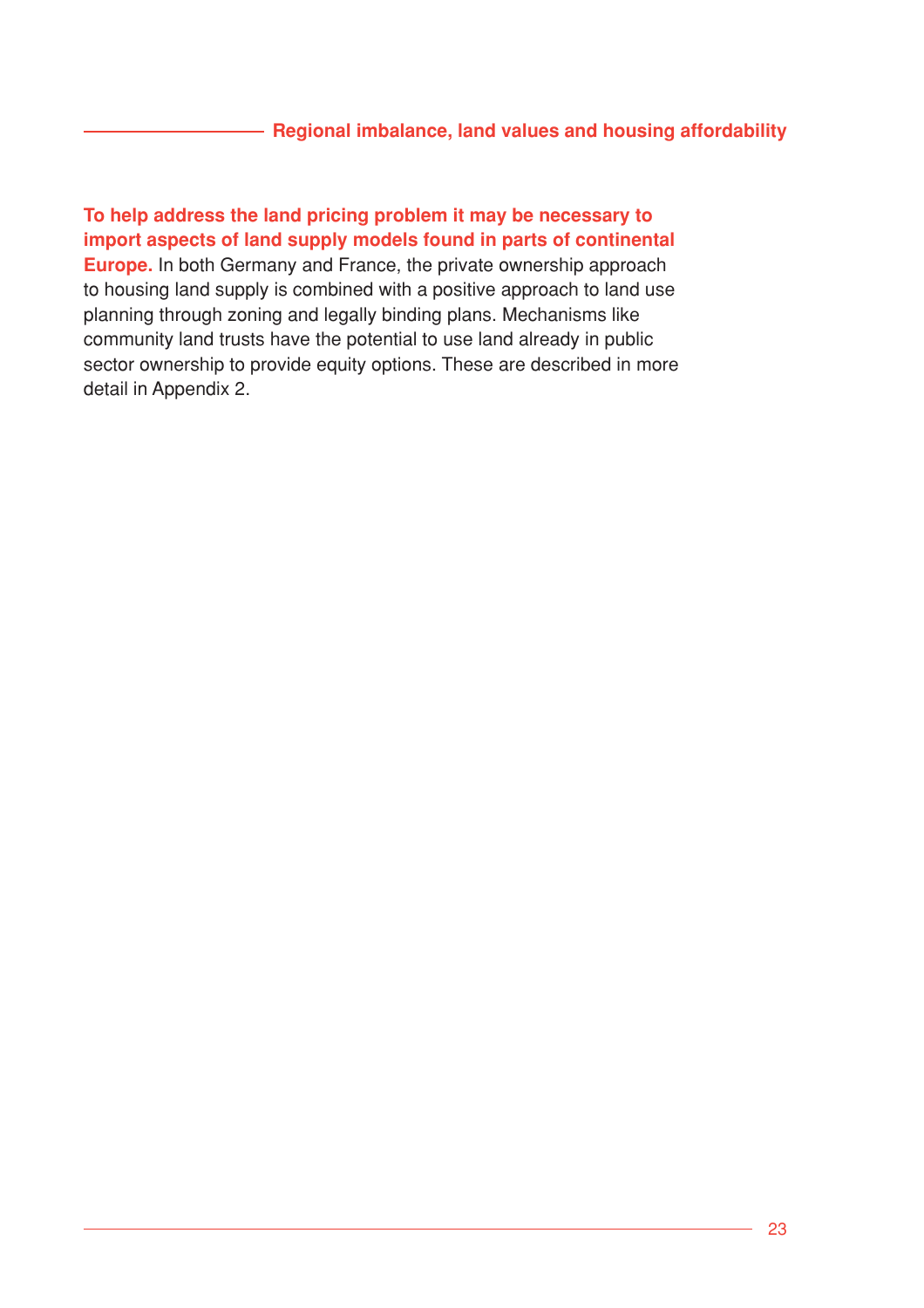**To help address the land pricing problem it may be necessary to import aspects of land supply models found in parts of continental Europe.** In both Germany and France, the private ownership approach to housing land supply is combined with a positive approach to land use planning through zoning and legally binding plans. Mechanisms like community land trusts have the potential to use land already in public sector ownership to provide equity options. These are described in more detail in Appendix 2.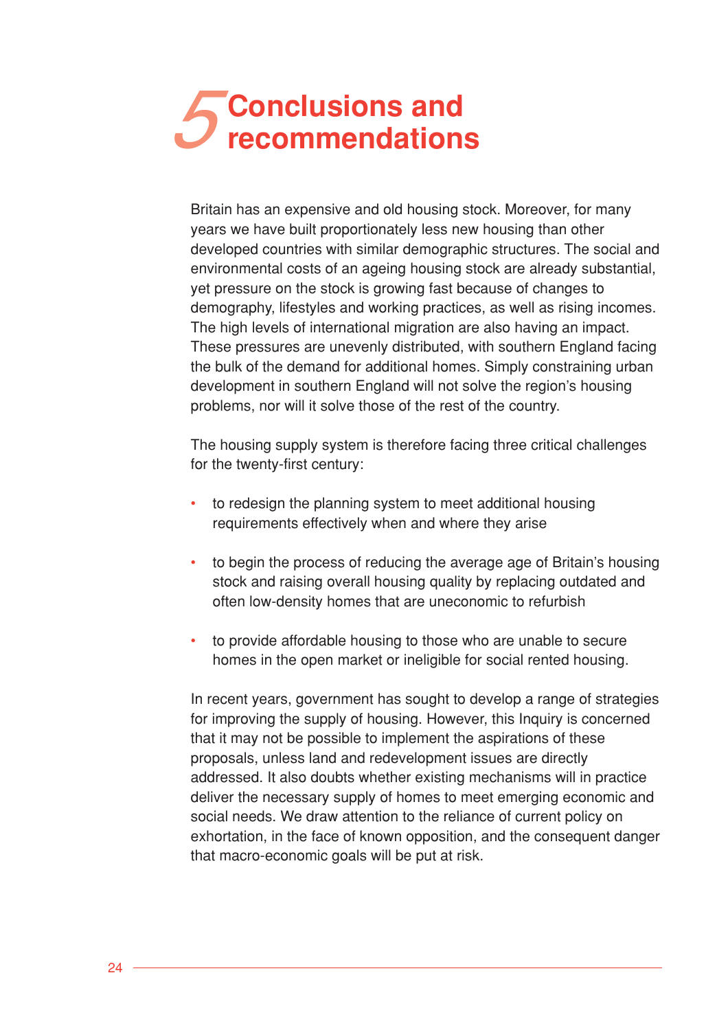# 5 Conclusions and recommendations

Britain has an expensive and old housing stock. Moreover, for many years we have built proportionately less new housing than other developed countries with similar demographic structures. The social and environmental costs of an ageing housing stock are already substantial, yet pressure on the stock is growing fast because of changes to demography, lifestyles and working practices, as well as rising incomes. The high levels of international migration are also having an impact. These pressures are unevenly distributed, with southern England facing the bulk of the demand for additional homes. Simply constraining urban development in southern England will not solve the region's housing problems, nor will it solve those of the rest of the country.

The housing supply system is therefore facing three critical challenges for the twenty-first century:

- to redesign the planning system to meet additional housing requirements effectively when and where they arise
- to begin the process of reducing the average age of Britain's housing stock and raising overall housing quality by replacing outdated and often low-density homes that are uneconomic to refurbish
- to provide affordable housing to those who are unable to secure homes in the open market or ineligible for social rented housing.

In recent years, government has sought to develop a range of strategies for improving the supply of housing. However, this Inquiry is concerned that it may not be possible to implement the aspirations of these proposals, unless land and redevelopment issues are directly addressed. It also doubts whether existing mechanisms will in practice deliver the necessary supply of homes to meet emerging economic and social needs. We draw attention to the reliance of current policy on exhortation, in the face of known opposition, and the consequent danger that macro-economic goals will be put at risk.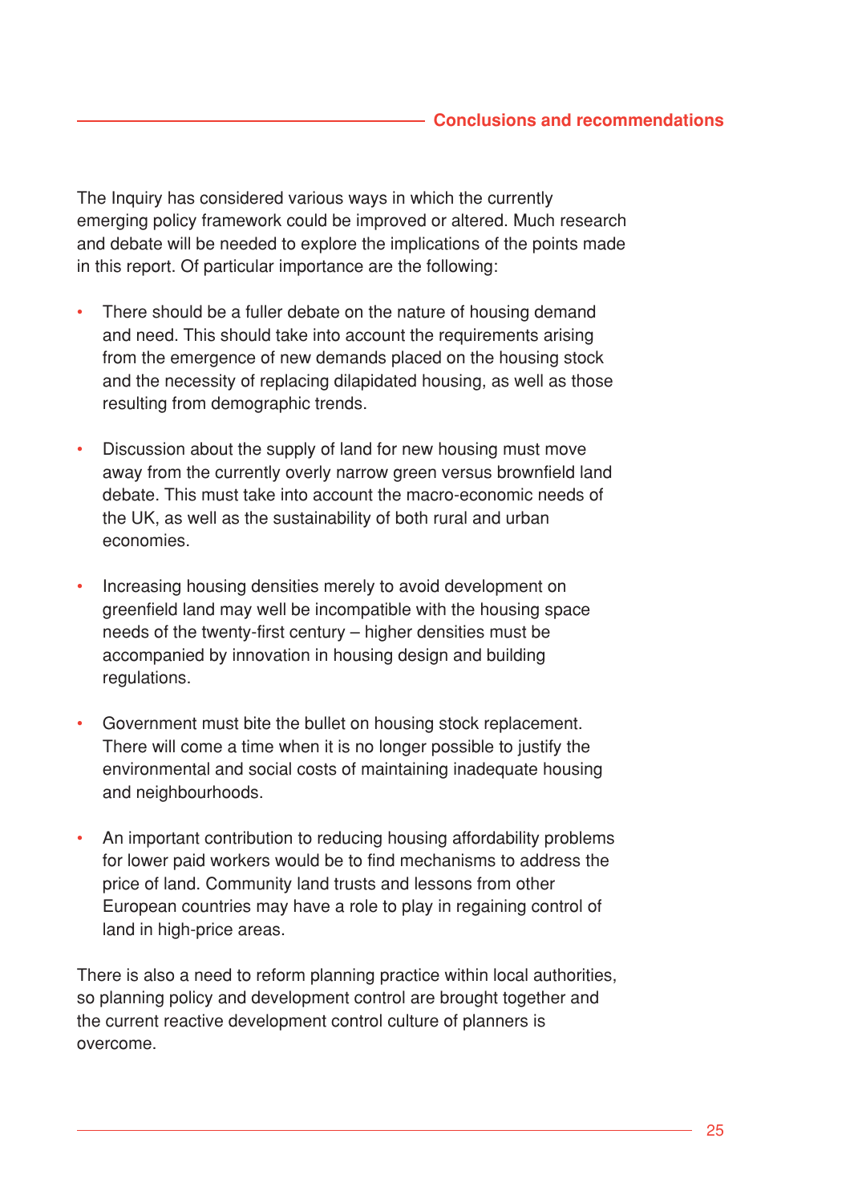The Inquiry has considered various ways in which the currently emerging policy framework could be improved or altered. Much research and debate will be needed to explore the implications of the points made in this report. Of particular importance are the following:

- There should be a fuller debate on the nature of housing demand and need. This should take into account the requirements arising from the emergence of new demands placed on the housing stock and the necessity of replacing dilapidated housing, as well as those resulting from demographic trends.

- Discussion about the supply of land for new housing must move away from the currently overly narrow green versus brownfield land debate. This must take into account the macro-economic needs of the UK, as well as the sustainability of both rural and urban economies.

- Increasing housing densities merely to avoid development on greenfield land may well be incompatible with the housing space needs of the twenty-first century – higher densities must be accompanied by innovation in housing design and building regulations.

- Government must bite the bullet on housing stock replacement. There will come a time when it is no longer possible to justify the environmental and social costs of maintaining inadequate housing and neighbourhoods.

- An important contribution to reducing housing affordability problems for lower paid workers would be to find mechanisms to address the price of land. Community land trusts and lessons from other European countries may have a role to play in regaining control of land in high-price areas.

There is also a need to reform planning practice within local authorities, so planning policy and development control are brought together and the current reactive development control culture of planners is overcome.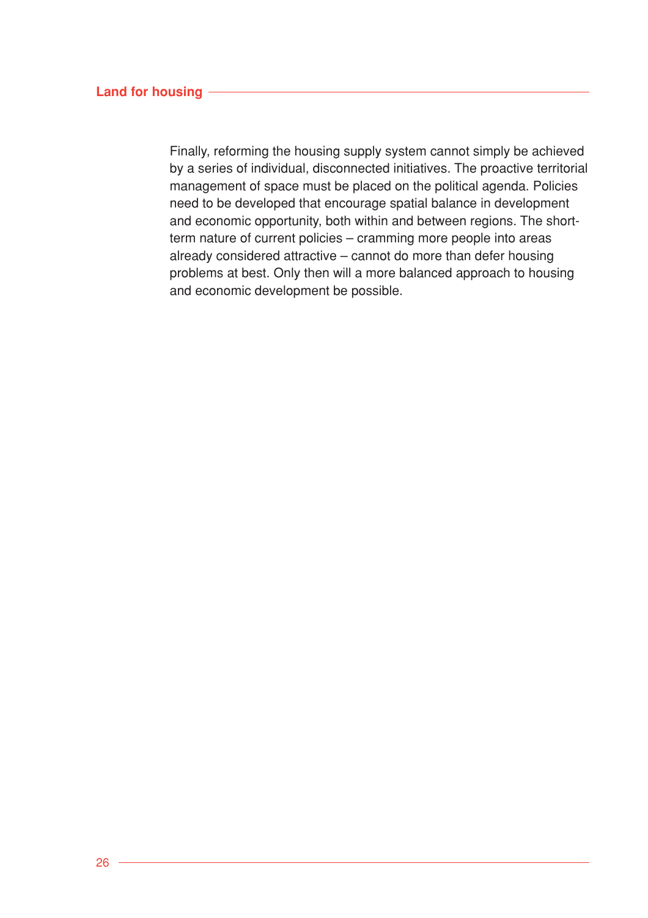Finally, reforming the housing supply system cannot simply be achieved by a series of individual, disconnected initiatives. The proactive territorial management of space must be placed on the political agenda. Policies need to be developed that encourage spatial balance in development and economic opportunity, both within and between regions. The short-term nature of current policies – cramming more people into areas already considered attractive – cannot do more than defer housing problems at best. Only then will a more balanced approach to housing and economic development be possible.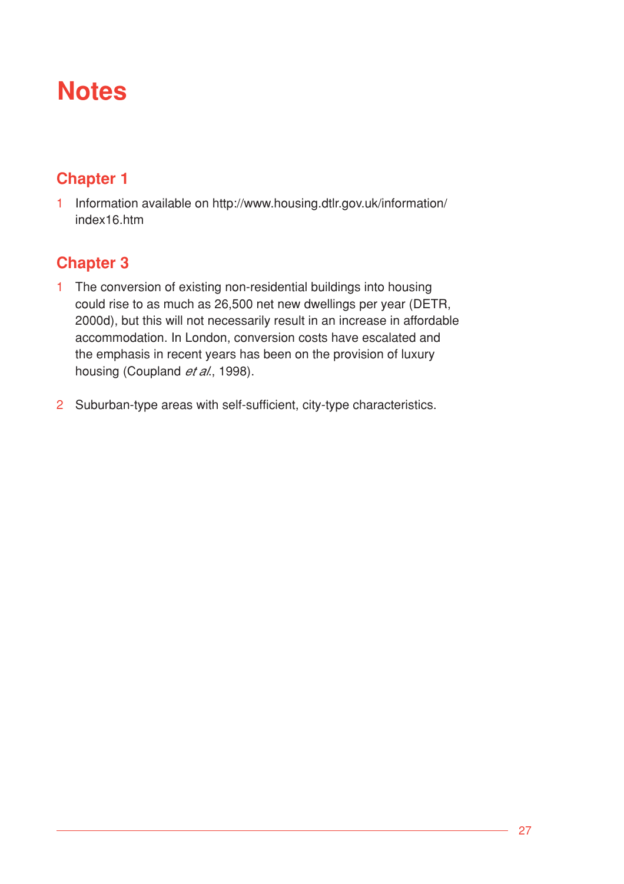# Notes

## Chapter 1

1 Information available on http://www.housing.dtlr.gov.uk/information/index16.htm

## Chapter 3

1 The conversion of existing non-residential buildings into housing could rise to as much as 26,500 net new dwellings per year (DETR, 2000d), but this will not necessarily result in an increase in affordable accommodation. In London, conversion costs have escalated and the emphasis in recent years has been on the provision of luxury housing (Coupland *et al.*, 1998).

2 Suburban-type areas with self-sufficient, city-type characteristics.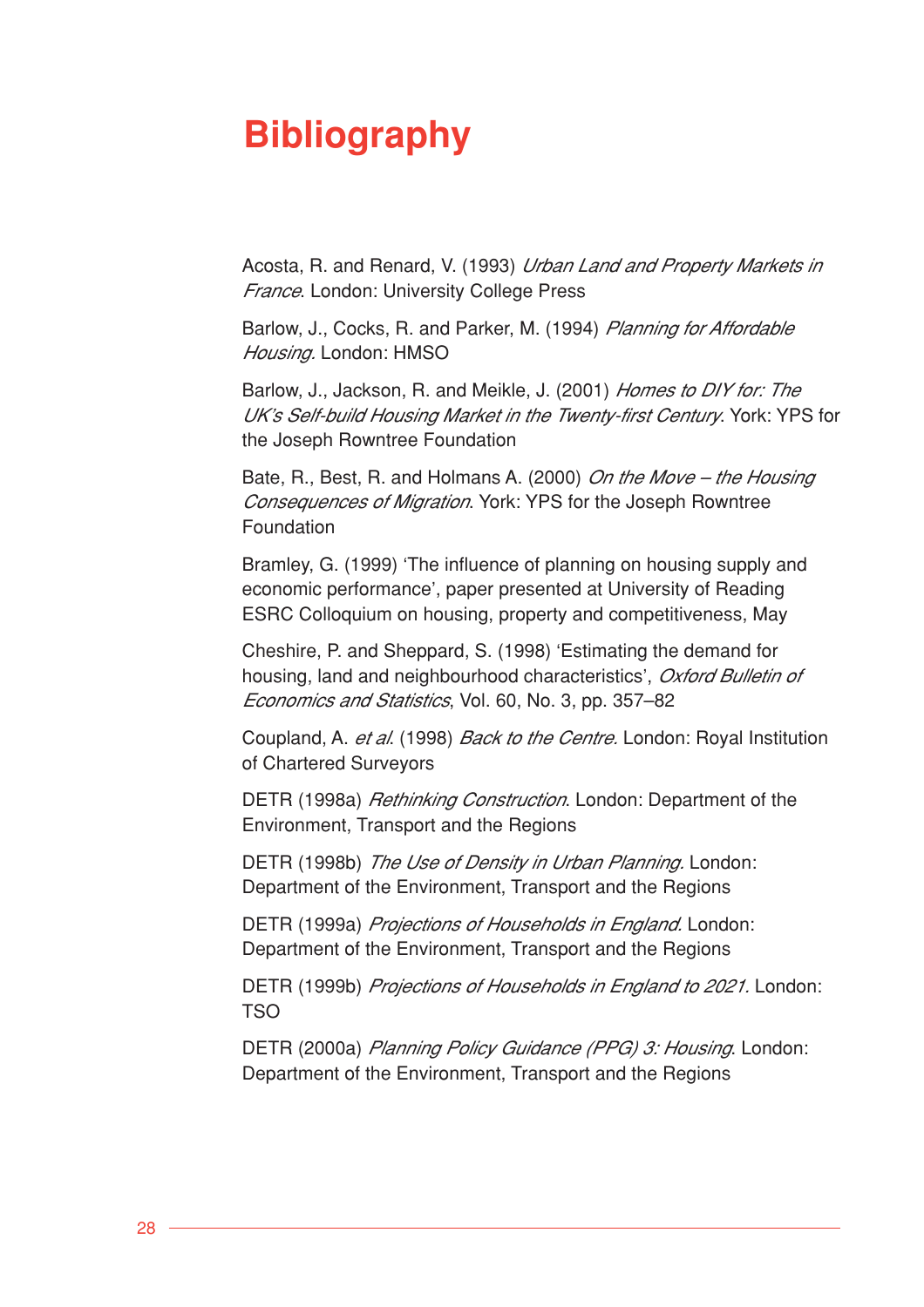# Bibliography

Acosta, R. and Renard, V. (1993) *Urban Land and Property Markets in France*. London: University College Press

Barlow, J., Cocks, R. and Parker, M. (1994) *Planning for Affordable Housing*. London: HMSO

Barlow, J., Jackson, R. and Meikle, J. (2001) *Homes to DIY for: The UK's Self-build Housing Market in the Twenty-first Century*. York: YPS for the Joseph Rowntree Foundation

Bate, R., Best, R. and Holmans A. (2000) *On the Move – the Housing Consequences of Migration*. York: YPS for the Joseph Rowntree Foundation

Bramley, G. (1999) 'The influence of planning on housing supply and economic performance', paper presented at University of Reading ESRC Colloquium on housing, property and competitiveness, May

Cheshire, P. and Sheppard, S. (1998) 'Estimating the demand for housing, land and neighbourhood characteristics', *Oxford Bulletin of Economics and Statistics*, Vol. 60, No. 3, pp. 357–82

Coupland, A. *et al.* (1998) *Back to the Centre.* London: Royal Institution of Chartered Surveyors

DETR (1998a) *Rethinking Construction*. London: Department of the Environment, Transport and the Regions

DETR (1998b) *The Use of Density in Urban Planning*. London: Department of the Environment, Transport and the Regions

DETR (1999a) *Projections of Households in England*. London: Department of the Environment, Transport and the Regions

DETR (1999b) *Projections of Households in England to 2021.* London: TSO

DETR (2000a) *Planning Policy Guidance (PPG) 3: Housing*. London: Department of the Environment, Transport and the Regions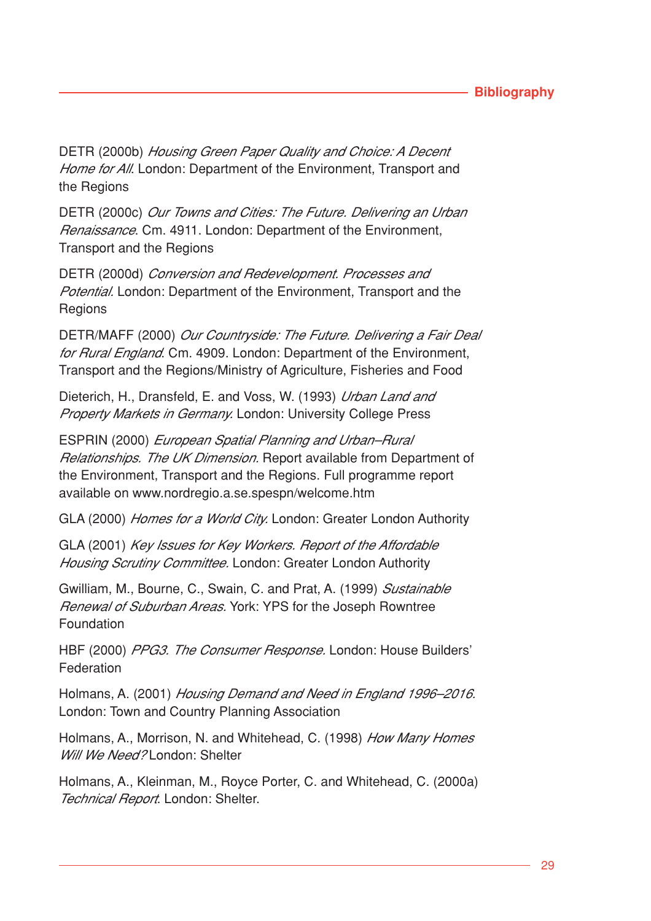DETR (2000b) *Housing Green Paper Quality and Choice: A Decent Home for All*. London: Department of the Environment, Transport and the Regions

DETR (2000c) *Our Towns and Cities: The Future. Delivering an Urban Renaissance*. Cm. 4911. London: Department of the Environment, Transport and the Regions

DETR (2000d) *Conversion and Redevelopment. Processes and Potential*. London: Department of the Environment, Transport and the Regions

DETR/MAFF (2000) *Our Countryside: The Future. Delivering a Fair Deal for Rural England*. Cm. 4909. London: Department of the Environment, Transport and the Regions/Ministry of Agriculture, Fisheries and Food

Dieterich, H., Dransfeld, E. and Voss, W. (1993) *Urban Land and Property Markets in Germany*. London: University College Press

ESPRIN (2000) *European Spatial Planning and Urban–Rural Relationships. The UK Dimension*. Report available from Department of the Environment, Transport and the Regions. Full programme report available on www.nordregio.a.se.spespn/welcome.htm

GLA (2000) *Homes for a World City*. London: Greater London Authority

GLA (2001) *Key Issues for Key Workers. Report of the Affordable Housing Scrutiny Committee*. London: Greater London Authority

Gwilliam, M., Bourne, C., Swain, C. and Prat, A. (1999) *Sustainable Renewal of Suburban Areas*. York: YPS for the Joseph Rowntree Foundation

HBF (2000) *PPG3. The Consumer Response*. London: House Builders' Federation

Holmans, A. (2001) *Housing Demand and Need in England 1996–2016*. London: Town and Country Planning Association

Holmans, A., Morrison, N. and Whitehead, C. (1998) *How Many Homes Will We Need?* London: Shelter

Holmans, A., Kleinman, M., Royce Porter, C. and Whitehead, C. (2000a) *Technical Report*. London: Shelter.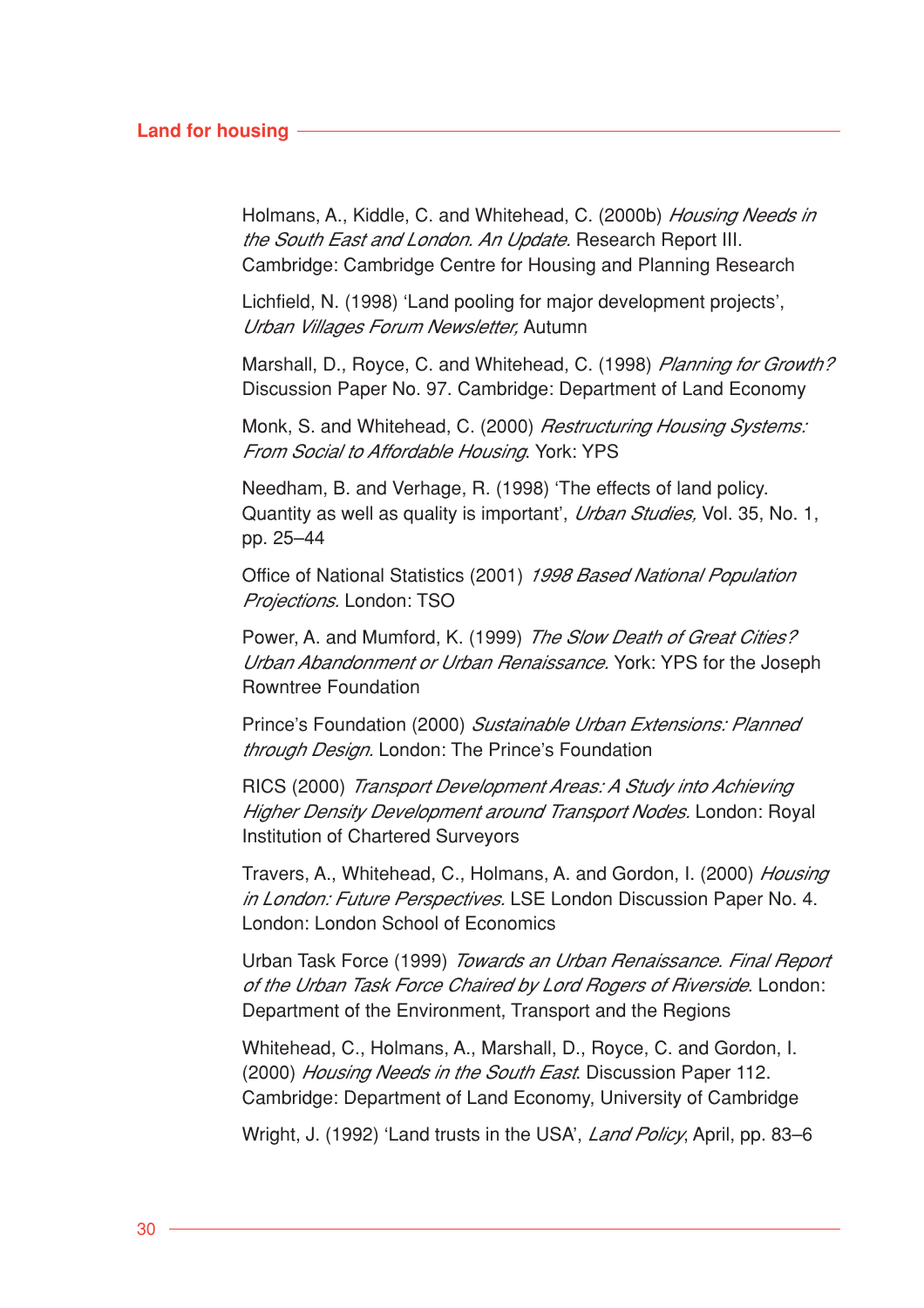Holmans, A., Kiddle, C. and Whitehead, C. (2000b) *Housing Needs in the South East and London. An Update.* Research Report III. Cambridge: Cambridge Centre for Housing and Planning Research

Lichfield, N. (1998) 'Land pooling for major development projects', *Urban Villages Forum Newsletter,* Autumn

Marshall, D., Royce, C. and Whitehead, C. (1998) *Planning for Growth?* Discussion Paper No. 97. Cambridge: Department of Land Economy

Monk, S. and Whitehead, C. (2000) *Restructuring Housing Systems: From Social to Affordable Housing*. York: YPS

Needham, B. and Verhage, R. (1998) 'The effects of land policy. Quantity as well as quality is important', *Urban Studies,* Vol. 35, No. 1, pp. 25–44

Office of National Statistics (2001) *1998 Based National Population Projections.* London: TSO

Power, A. and Mumford, K. (1999) *The Slow Death of Great Cities? Urban Abandonment or Urban Renaissance.* York: YPS for the Joseph Rowntree Foundation

Prince's Foundation (2000) *Sustainable Urban Extensions: Planned through Design.* London: The Prince's Foundation

RICS (2000) *Transport Development Areas: A Study into Achieving Higher Density Development around Transport Nodes.* London: Royal Institution of Chartered Surveyors

Travers, A., Whitehead, C., Holmans, A. and Gordon, I. (2000) *Housing in London: Future Perspectives.* LSE London Discussion Paper No. 4. London: London School of Economics

Urban Task Force (1999) *Towards an Urban Renaissance. Final Report of the Urban Task Force Chaired by Lord Rogers of Riverside*. London: Department of the Environment, Transport and the Regions

Whitehead, C., Holmans, A., Marshall, D., Royce, C. and Gordon, I. (2000) *Housing Needs in the South East*. Discussion Paper 112. Cambridge: Department of Land Economy, University of Cambridge

Wright, J. (1992) 'Land trusts in the USA', *Land Policy*, April, pp. 83–6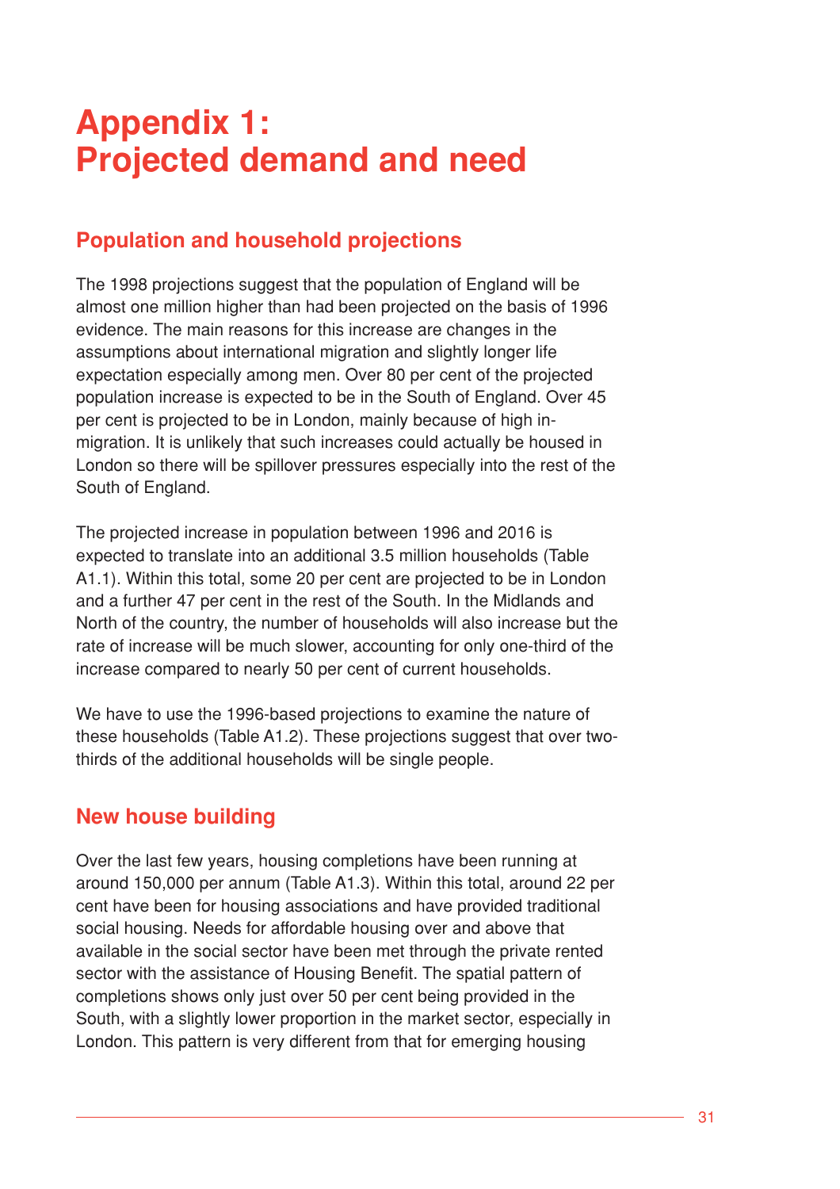# Appendix 1: Projected demand and need

## Population and household projections

The 1998 projections suggest that the population of England will be almost one million higher than had been projected on the basis of 1996 evidence. The main reasons for this increase are changes in the assumptions about international migration and slightly longer life expectation especially among men. Over 80 per cent of the projected population increase is expected to be in the South of England. Over 45 per cent is projected to be in London, mainly because of high in-migration. It is unlikely that such increases could actually be housed in London so there will be spillover pressures especially into the rest of the South of England.

The projected increase in population between 1996 and 2016 is expected to translate into an additional 3.5 million households (Table A1.1). Within this total, some 20 per cent are projected to be in London and a further 47 per cent in the rest of the South. In the Midlands and North of the country, the number of households will also increase but the rate of increase will be much slower, accounting for only one-third of the increase compared to nearly 50 per cent of current households.

We have to use the 1996-based projections to examine the nature of these households (Table A1.2). These projections suggest that over two-thirds of the additional households will be single people.

## New house building

Over the last few years, housing completions have been running at around 150,000 per annum (Table A1.3). Within this total, around 22 per cent have been for housing associations and have provided traditional social housing. Needs for affordable housing over and above that available in the social sector have been met through the private rented sector with the assistance of Housing Benefit. The spatial pattern of completions shows only just over 50 per cent being provided in the South, with a slightly lower proportion in the market sector, especially in London. This pattern is very different from that for emerging housing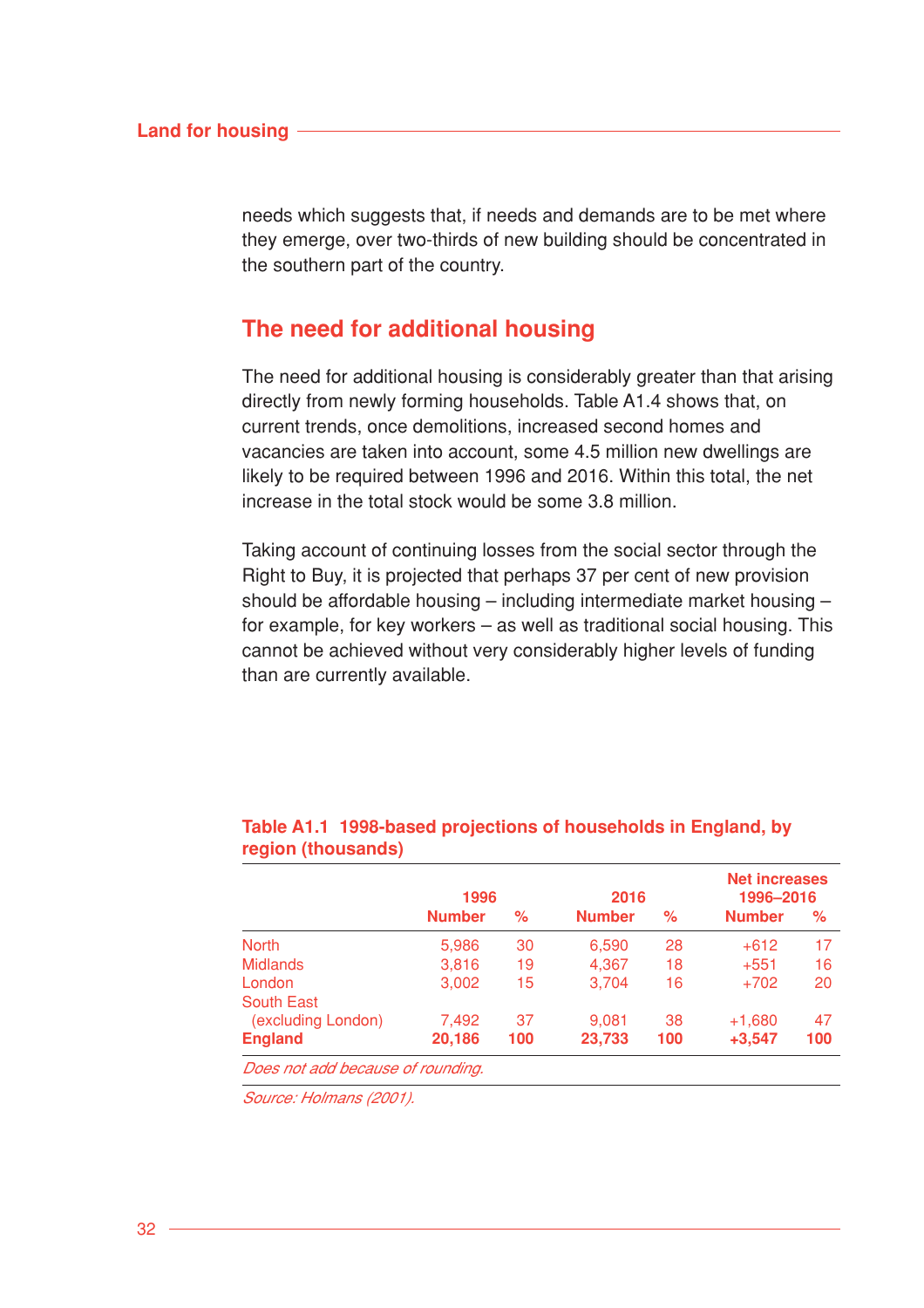needs which suggests that, if needs and demands are to be met where they emerge, over two-thirds of new building should be concentrated in the southern part of the country.

## The need for additional housing

The need for additional housing is considerably greater than that arising directly from newly forming households. Table A1.4 shows that, on current trends, once demolitions, increased second homes and vacancies are taken into account, some 4.5 million new dwellings are likely to be required between 1996 and 2016. Within this total, the net increase in the total stock would be some 3.8 million.

Taking account of continuing losses from the social sector through the Right to Buy, it is projected that perhaps 37 per cent of new provision should be affordable housing – including intermediate market housing – for example, for key workers – as well as traditional social housing. This cannot be achieved without very considerably higher levels of funding than are currently available.

**Table A1.1 1998-based projections of households in England, by region (thousands)**

| | 1996 | | 2016 | | Net increases 1996–2016 | |
|---|---|---|---|---|---|---|
| | Number | % | Number | % | Number | % |
| North | 5,986 | 30 | 6,590 | 28 | +612 | 17 |
| Midlands | 3,816 | 19 | 4,367 | 18 | +551 | 16 |
| London | 3,002 | 15 | 3,704 | 16 | +702 | 20 |
| South East (excluding London) | 7,492 | 37 | 9,081 | 38 | +1,680 | 47 |
| **England** | **20,186** | **100** | **23,733** | **100** | **+3,547** | **100** |

*Does not add because of rounding.*

*Source: Holmans (2001).*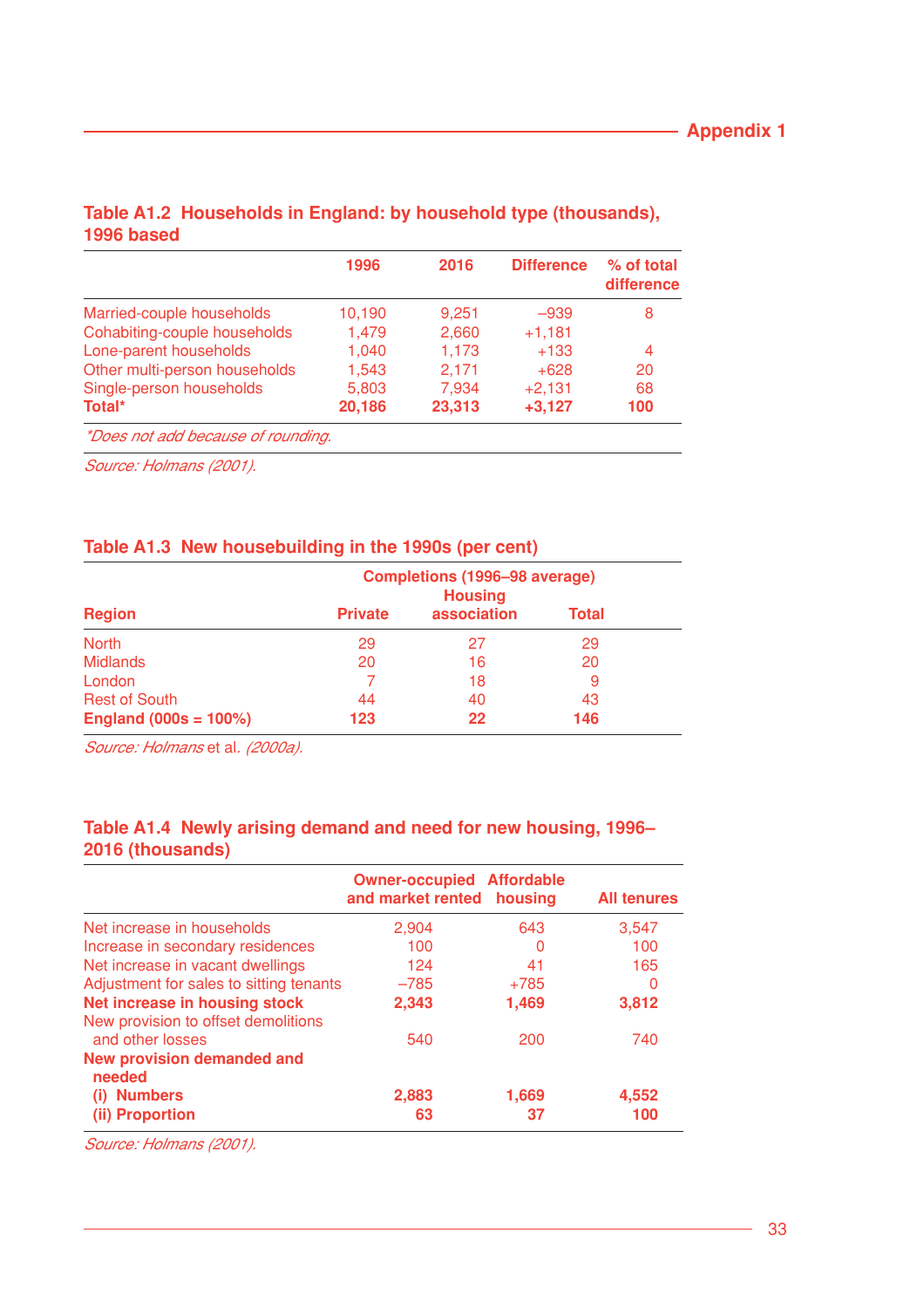**Table A1.2 Households in England: by household type (thousands), 1996 based**

| | 1996 | 2016 | Difference | % of total difference |
|---|---|---|---|---|
| Married-couple households | 10,190 | 9,251 | –939 | 8 |
| Cohabiting-couple households | 1,479 | 2,660 | +1,181 | |
| Lone-parent households | 1,040 | 1,173 | +133 | 4 |
| Other multi-person households | 1,543 | 2,171 | +628 | 20 |
| Single-person households | 5,803 | 7,934 | +2,131 | 68 |
| **Total*** | **20,186** | **23,313** | **+3,127** | **100** |

*\*Does not add because of rounding.*

*Source: Holmans (2001).*

**Table A1.3 New housebuilding in the 1990s (per cent)**

| | Completions (1996–98 average) | | |
|---|---|---|---|
| Region | Private | Housing association | Total |
| North | 29 | 27 | 29 |
| Midlands | 20 | 16 | 20 |
| London | 7 | 18 | 9 |
| Rest of South | 44 | 40 | 43 |
| **England (000s = 100%)** | **123** | **22** | **146** |

*Source: Holmans* et al. *(2000a).*

**Table A1.4 Newly arising demand and need for new housing, 1996–2016 (thousands)**

| | Owner-occupied and market rented | Affordable housing | All tenures |
|---|---|---|---|
| Net increase in households | 2,904 | 643 | 3,547 |
| Increase in secondary residences | 100 | 0 | 100 |
| Net increase in vacant dwellings | 124 | 41 | 165 |
| Adjustment for sales to sitting tenants | –785 | +785 | 0 |
| **Net increase in housing stock** | **2,343** | **1,469** | **3,812** |
| New provision to offset demolitions and other losses | 540 | 200 | 740 |
| **New provision demanded and needed** | | | |
| **(i) Numbers** | **2,883** | **1,669** | **4,552** |
| **(ii) Proportion** | **63** | **37** | **100** |

*Source: Holmans (2001).*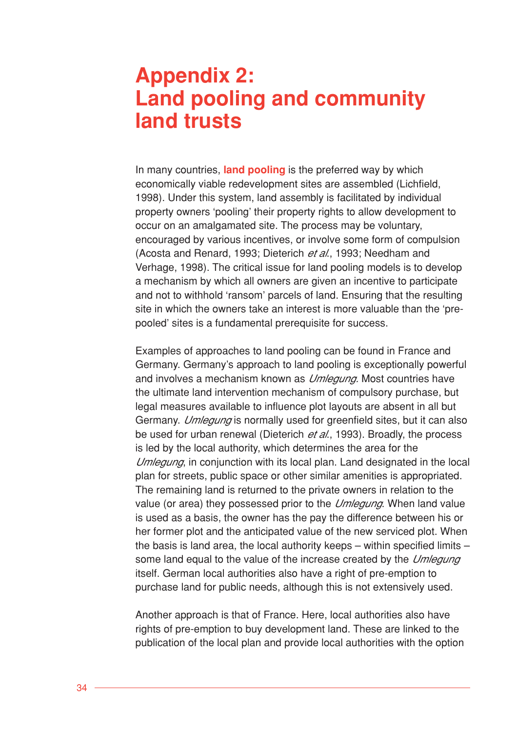# Appendix 2: Land pooling and community land trusts

In many countries, **land pooling** is the preferred way by which economically viable redevelopment sites are assembled (Lichfield, 1998). Under this system, land assembly is facilitated by individual property owners 'pooling' their property rights to allow development to occur on an amalgamated site. The process may be voluntary, encouraged by various incentives, or involve some form of compulsion (Acosta and Renard, 1993; Dieterich *et al.*, 1993; Needham and Verhage, 1998). The critical issue for land pooling models is to develop a mechanism by which all owners are given an incentive to participate and not to withhold 'ransom' parcels of land. Ensuring that the resulting site in which the owners take an interest is more valuable than the 'pre-pooled' sites is a fundamental prerequisite for success.

Examples of approaches to land pooling can be found in France and Germany. Germany's approach to land pooling is exceptionally powerful and involves a mechanism known as *Umlegung*. Most countries have the ultimate land intervention mechanism of compulsory purchase, but legal measures available to influence plot layouts are absent in all but Germany. *Umlegung* is normally used for greenfield sites, but it can also be used for urban renewal (Dieterich *et al.*, 1993). Broadly, the process is led by the local authority, which determines the area for the *Umlegung*, in conjunction with its local plan. Land designated in the local plan for streets, public space or other similar amenities is appropriated. The remaining land is returned to the private owners in relation to the value (or area) they possessed prior to the *Umlegung*. When land value is used as a basis, the owner has the pay the difference between his or her former plot and the anticipated value of the new serviced plot. When the basis is land area, the local authority keeps – within specified limits – some land equal to the value of the increase created by the *Umlegung* itself. German local authorities also have a right of pre-emption to purchase land for public needs, although this is not extensively used.

Another approach is that of France. Here, local authorities also have rights of pre-emption to buy development land. These are linked to the publication of the local plan and provide local authorities with the option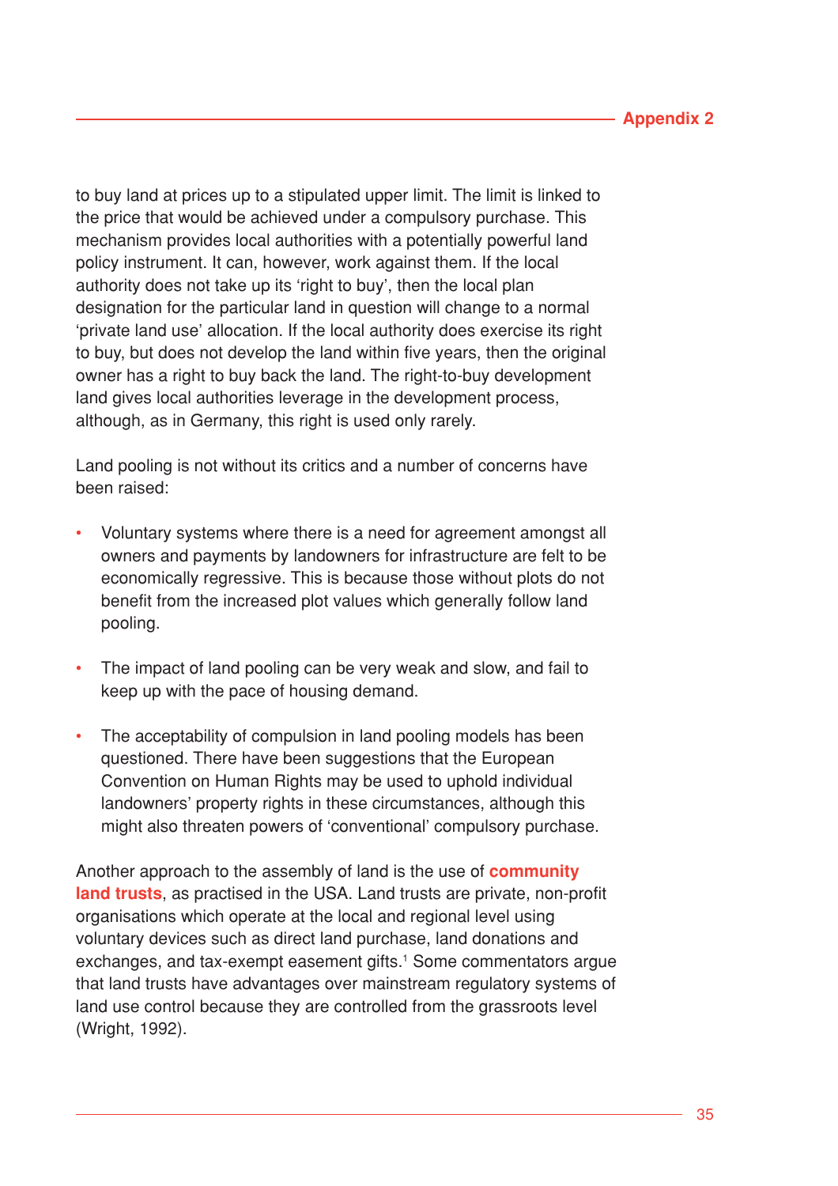to buy land at prices up to a stipulated upper limit. The limit is linked to the price that would be achieved under a compulsory purchase. This mechanism provides local authorities with a potentially powerful land policy instrument. It can, however, work against them. If the local authority does not take up its 'right to buy', then the local plan designation for the particular land in question will change to a normal 'private land use' allocation. If the local authority does exercise its right to buy, but does not develop the land within five years, then the original owner has a right to buy back the land. The right-to-buy development land gives local authorities leverage in the development process, although, as in Germany, this right is used only rarely.

Land pooling is not without its critics and a number of concerns have been raised:

- Voluntary systems where there is a need for agreement amongst all owners and payments by landowners for infrastructure are felt to be economically regressive. This is because those without plots do not benefit from the increased plot values which generally follow land pooling.
- The impact of land pooling can be very weak and slow, and fail to keep up with the pace of housing demand.
- The acceptability of compulsion in land pooling models has been questioned. There have been suggestions that the European Convention on Human Rights may be used to uphold individual landowners' property rights in these circumstances, although this might also threaten powers of 'conventional' compulsory purchase.

Another approach to the assembly of land is the use of **community land trusts**, as practised in the USA. Land trusts are private, non-profit organisations which operate at the local and regional level using voluntary devices such as direct land purchase, land donations and exchanges, and tax-exempt easement gifts.[1] Some commentators argue that land trusts have advantages over mainstream regulatory systems of land use control because they are controlled from the grassroots level (Wright, 1992).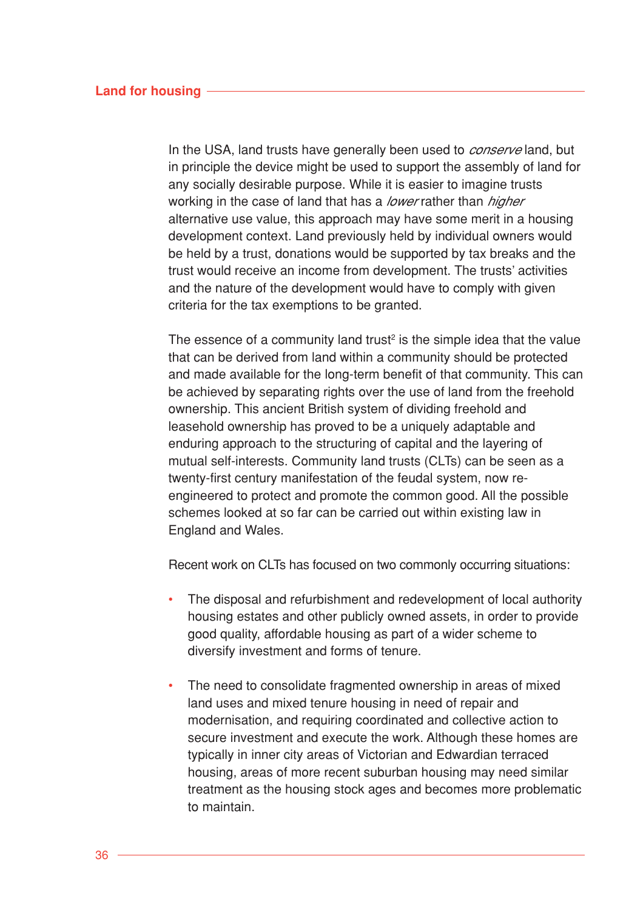In the USA, land trusts have generally been used to *conserve* land, but in principle the device might be used to support the assembly of land for any socially desirable purpose. While it is easier to imagine trusts working in the case of land that has a *lower* rather than *higher* alternative use value, this approach may have some merit in a housing development context. Land previously held by individual owners would be held by a trust, donations would be supported by tax breaks and the trust would receive an income from development. The trusts' activities and the nature of the development would have to comply with given criteria for the tax exemptions to be granted.

The essence of a community land trust[2] is the simple idea that the value that can be derived from land within a community should be protected and made available for the long-term benefit of that community. This can be achieved by separating rights over the use of land from the freehold ownership. This ancient British system of dividing freehold and leasehold ownership has proved to be a uniquely adaptable and enduring approach to the structuring of capital and the layering of mutual self-interests. Community land trusts (CLTs) can be seen as a twenty-first century manifestation of the feudal system, now re-engineered to protect and promote the common good. All the possible schemes looked at so far can be carried out within existing law in England and Wales.

Recent work on CLTs has focused on two commonly occurring situations:

- The disposal and refurbishment and redevelopment of local authority housing estates and other publicly owned assets, in order to provide good quality, affordable housing as part of a wider scheme to diversify investment and forms of tenure.

- The need to consolidate fragmented ownership in areas of mixed land uses and mixed tenure housing in need of repair and modernisation, and requiring coordinated and collective action to secure investment and execute the work. Although these homes are typically in inner city areas of Victorian and Edwardian terraced housing, areas of more recent suburban housing may need similar treatment as the housing stock ages and becomes more problematic to maintain.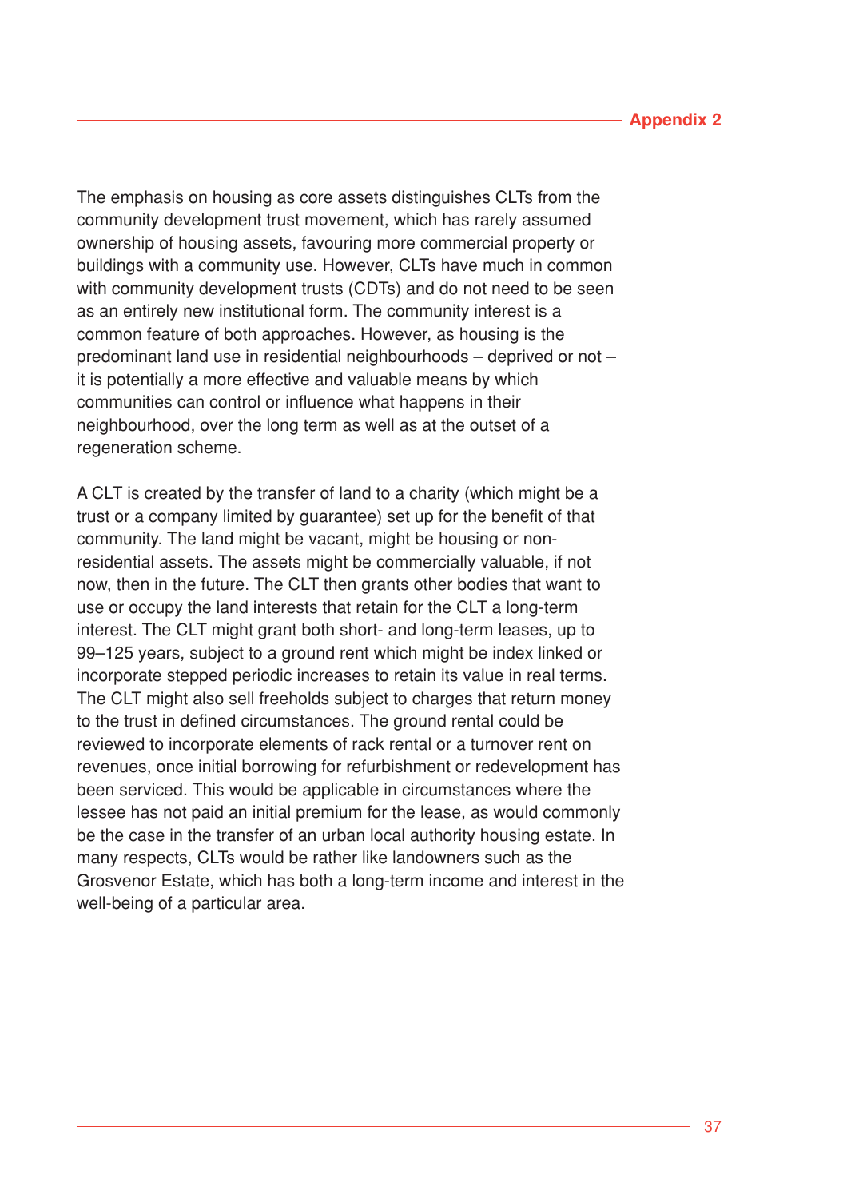The emphasis on housing as core assets distinguishes CLTs from the community development trust movement, which has rarely assumed ownership of housing assets, favouring more commercial property or buildings with a community use. However, CLTs have much in common with community development trusts (CDTs) and do not need to be seen as an entirely new institutional form. The community interest is a common feature of both approaches. However, as housing is the predominant land use in residential neighbourhoods – deprived or not – it is potentially a more effective and valuable means by which communities can control or influence what happens in their neighbourhood, over the long term as well as at the outset of a regeneration scheme.

A CLT is created by the transfer of land to a charity (which might be a trust or a company limited by guarantee) set up for the benefit of that community. The land might be vacant, might be housing or non-residential assets. The assets might be commercially valuable, if not now, then in the future. The CLT then grants other bodies that want to use or occupy the land interests that retain for the CLT a long-term interest. The CLT might grant both short- and long-term leases, up to 99–125 years, subject to a ground rent which might be index linked or incorporate stepped periodic increases to retain its value in real terms. The CLT might also sell freeholds subject to charges that return money to the trust in defined circumstances. The ground rental could be reviewed to incorporate elements of rack rental or a turnover rent on revenues, once initial borrowing for refurbishment or redevelopment has been serviced. This would be applicable in circumstances where the lessee has not paid an initial premium for the lease, as would commonly be the case in the transfer of an urban local authority housing estate. In many respects, CLTs would be rather like landowners such as the Grosvenor Estate, which has both a long-term income and interest in the well-being of a particular area.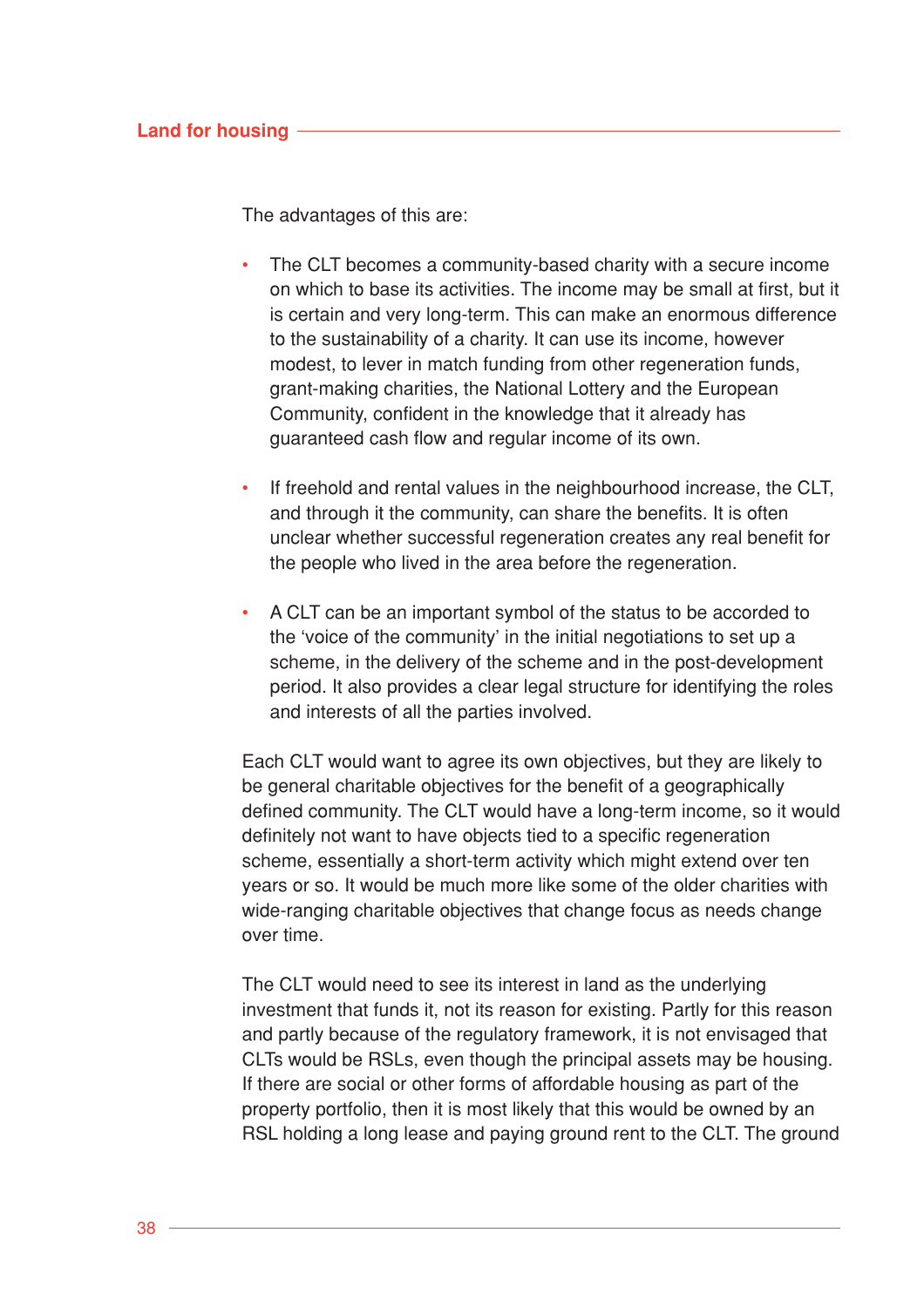The advantages of this are:

- The CLT becomes a community-based charity with a secure income on which to base its activities. The income may be small at first, but it is certain and very long-term. This can make an enormous difference to the sustainability of a charity. It can use its income, however modest, to lever in match funding from other regeneration funds, grant-making charities, the National Lottery and the European Community, confident in the knowledge that it already has guaranteed cash flow and regular income of its own.

- If freehold and rental values in the neighbourhood increase, the CLT, and through it the community, can share the benefits. It is often unclear whether successful regeneration creates any real benefit for the people who lived in the area before the regeneration.

- A CLT can be an important symbol of the status to be accorded to the 'voice of the community' in the initial negotiations to set up a scheme, in the delivery of the scheme and in the post-development period. It also provides a clear legal structure for identifying the roles and interests of all the parties involved.

Each CLT would want to agree its own objectives, but they are likely to be general charitable objectives for the benefit of a geographically defined community. The CLT would have a long-term income, so it would definitely not want to have objects tied to a specific regeneration scheme, essentially a short-term activity which might extend over ten years or so. It would be much more like some of the older charities with wide-ranging charitable objectives that change focus as needs change over time.

The CLT would need to see its interest in land as the underlying investment that funds it, not its reason for existing. Partly for this reason and partly because of the regulatory framework, it is not envisaged that CLTs would be RSLs, even though the principal assets may be housing. If there are social or other forms of affordable housing as part of the property portfolio, then it is most likely that this would be owned by an RSL holding a long lease and paying ground rent to the CLT. The ground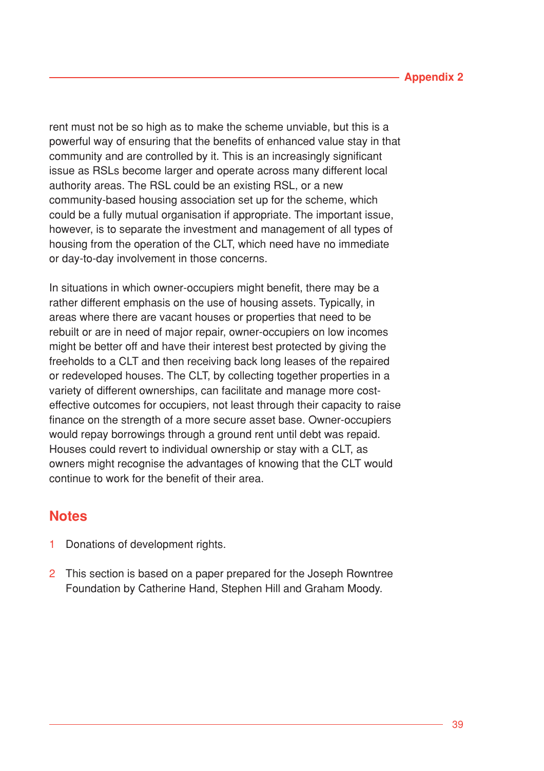rent must not be so high as to make the scheme unviable, but this is a powerful way of ensuring that the benefits of enhanced value stay in that community and are controlled by it. This is an increasingly significant issue as RSLs become larger and operate across many different local authority areas. The RSL could be an existing RSL, or a new community-based housing association set up for the scheme, which could be a fully mutual organisation if appropriate. The important issue, however, is to separate the investment and management of all types of housing from the operation of the CLT, which need have no immediate or day-to-day involvement in those concerns.

In situations in which owner-occupiers might benefit, there may be a rather different emphasis on the use of housing assets. Typically, in areas where there are vacant houses or properties that need to be rebuilt or are in need of major repair, owner-occupiers on low incomes might be better off and have their interest best protected by giving the freeholds to a CLT and then receiving back long leases of the repaired or redeveloped houses. The CLT, by collecting together properties in a variety of different ownerships, can facilitate and manage more cost-effective outcomes for occupiers, not least through their capacity to raise finance on the strength of a more secure asset base. Owner-occupiers would repay borrowings through a ground rent until debt was repaid. Houses could revert to individual ownership or stay with a CLT, as owners might recognise the advantages of knowing that the CLT would continue to work for the benefit of their area.

## Notes

1. Donations of development rights.
2. This section is based on a paper prepared for the Joseph Rowntree Foundation by Catherine Hand, Stephen Hill and Graham Moody.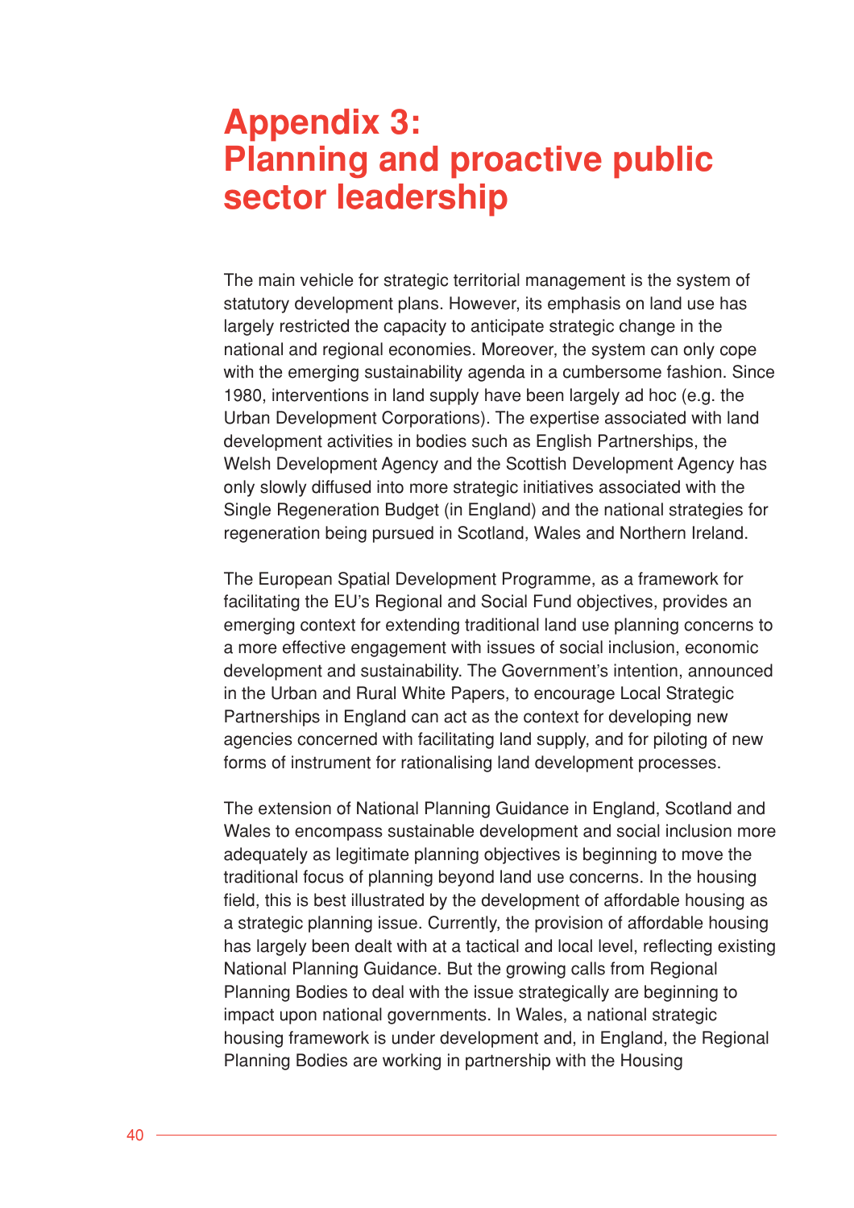# Appendix 3: Planning and proactive public sector leadership

The main vehicle for strategic territorial management is the system of statutory development plans. However, its emphasis on land use has largely restricted the capacity to anticipate strategic change in the national and regional economies. Moreover, the system can only cope with the emerging sustainability agenda in a cumbersome fashion. Since 1980, interventions in land supply have been largely ad hoc (e.g. the Urban Development Corporations). The expertise associated with land development activities in bodies such as English Partnerships, the Welsh Development Agency and the Scottish Development Agency has only slowly diffused into more strategic initiatives associated with the Single Regeneration Budget (in England) and the national strategies for regeneration being pursued in Scotland, Wales and Northern Ireland.

The European Spatial Development Programme, as a framework for facilitating the EU's Regional and Social Fund objectives, provides an emerging context for extending traditional land use planning concerns to a more effective engagement with issues of social inclusion, economic development and sustainability. The Government's intention, announced in the Urban and Rural White Papers, to encourage Local Strategic Partnerships in England can act as the context for developing new agencies concerned with facilitating land supply, and for piloting of new forms of instrument for rationalising land development processes.

The extension of National Planning Guidance in England, Scotland and Wales to encompass sustainable development and social inclusion more adequately as legitimate planning objectives is beginning to move the traditional focus of planning beyond land use concerns. In the housing field, this is best illustrated by the development of affordable housing as a strategic planning issue. Currently, the provision of affordable housing has largely been dealt with at a tactical and local level, reflecting existing National Planning Guidance. But the growing calls from Regional Planning Bodies to deal with the issue strategically are beginning to impact upon national governments. In Wales, a national strategic housing framework is under development and, in England, the Regional Planning Bodies are working in partnership with the Housing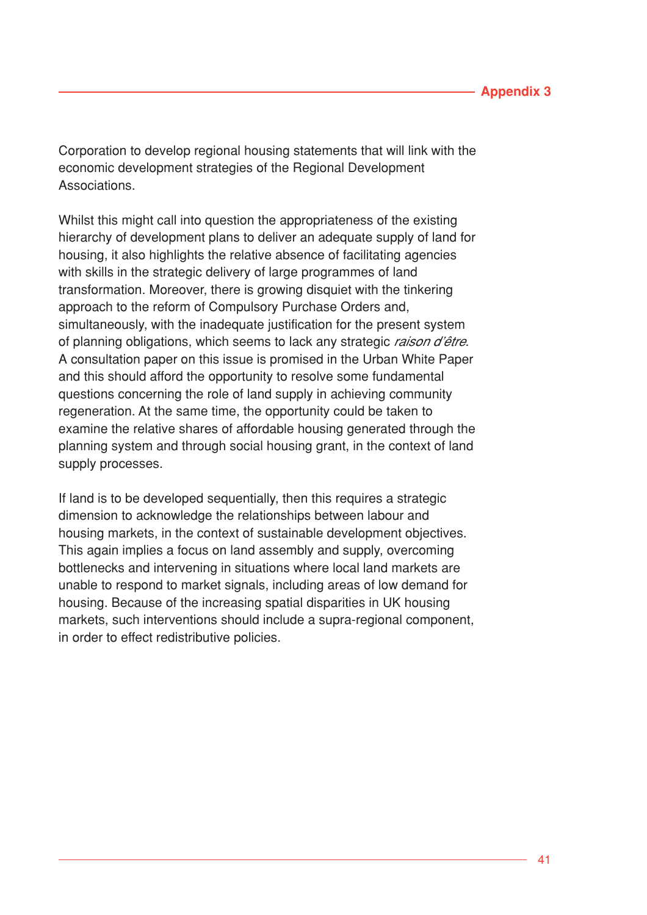Corporation to develop regional housing statements that will link with the economic development strategies of the Regional Development Associations.

Whilst this might call into question the appropriateness of the existing hierarchy of development plans to deliver an adequate supply of land for housing, it also highlights the relative absence of facilitating agencies with skills in the strategic delivery of large programmes of land transformation. Moreover, there is growing disquiet with the tinkering approach to the reform of Compulsory Purchase Orders and, simultaneously, with the inadequate justification for the present system of planning obligations, which seems to lack any strategic *raison d'être*. A consultation paper on this issue is promised in the Urban White Paper and this should afford the opportunity to resolve some fundamental questions concerning the role of land supply in achieving community regeneration. At the same time, the opportunity could be taken to examine the relative shares of affordable housing generated through the planning system and through social housing grant, in the context of land supply processes.

If land is to be developed sequentially, then this requires a strategic dimension to acknowledge the relationships between labour and housing markets, in the context of sustainable development objectives. This again implies a focus on land assembly and supply, overcoming bottlenecks and intervening in situations where local land markets are unable to respond to market signals, including areas of low demand for housing. Because of the increasing spatial disparities in UK housing markets, such interventions should include a supra-regional component, in order to effect redistributive policies.